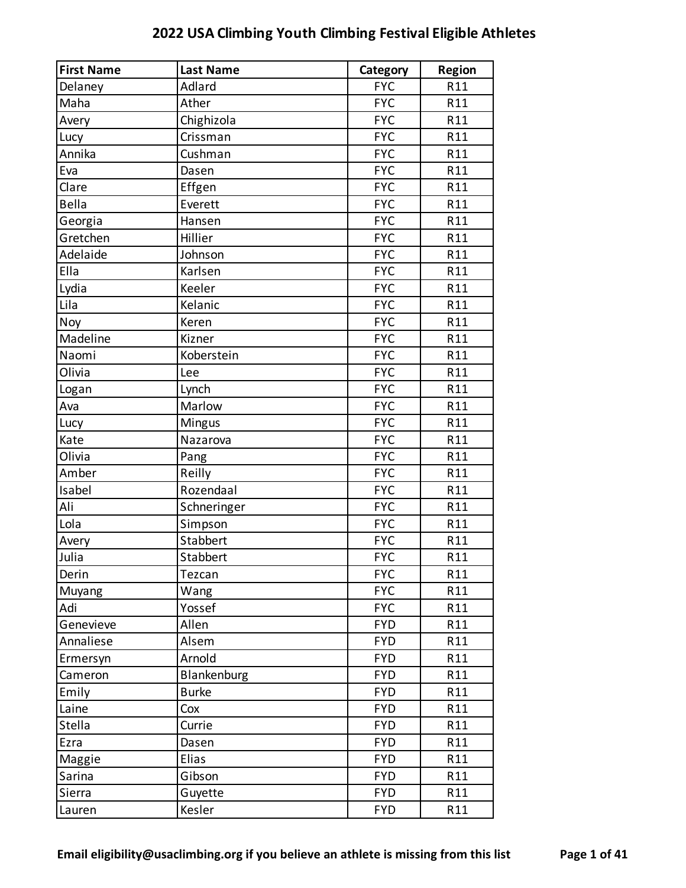# 2022 USA Climbing Youth Climbing Festival Eligible Athletes

| First Name | Last Name | Category | Region |
|---|---|---|---|
| Delaney | Adlard | FYC | R11 |
| Maha | Ather | FYC | R11 |
| Avery | Chighizola | FYC | R11 |
| Lucy | Crissman | FYC | R11 |
| Annika | Cushman | FYC | R11 |
| Eva | Dasen | FYC | R11 |
| Clare | Effgen | FYC | R11 |
| Bella | Everett | FYC | R11 |
| Georgia | Hansen | FYC | R11 |
| Gretchen | Hillier | FYC | R11 |
| Adelaide | Johnson | FYC | R11 |
| Ella | Karlsen | FYC | R11 |
| Lydia | Keeler | FYC | R11 |
| Lila | Kelanic | FYC | R11 |
| Noy | Keren | FYC | R11 |
| Madeline | Kizner | FYC | R11 |
| Naomi | Koberstein | FYC | R11 |
| Olivia | Lee | FYC | R11 |
| Logan | Lynch | FYC | R11 |
| Ava | Marlow | FYC | R11 |
| Lucy | Mingus | FYC | R11 |
| Kate | Nazarova | FYC | R11 |
| Olivia | Pang | FYC | R11 |
| Amber | Reilly | FYC | R11 |
| Isabel | Rozendaal | FYC | R11 |
| Ali | Schneringer | FYC | R11 |
| Lola | Simpson | FYC | R11 |
| Avery | Stabbert | FYC | R11 |
| Julia | Stabbert | FYC | R11 |
| Derin | Tezcan | FYC | R11 |
| Muyang | Wang | FYC | R11 |
| Adi | Yossef | FYC | R11 |
| Genevieve | Allen | FYD | R11 |
| Annaliese | Alsem | FYD | R11 |
| Ermersyn | Arnold | FYD | R11 |
| Cameron | Blankenburg | FYD | R11 |
| Emily | Burke | FYD | R11 |
| Laine | Cox | FYD | R11 |
| Stella | Currie | FYD | R11 |
| Ezra | Dasen | FYD | R11 |
| Maggie | Elias | FYD | R11 |
| Sarina | Gibson | FYD | R11 |
| Sierra | Guyette | FYD | R11 |
| Lauren | Kesler | FYD | R11 |

Email eligibility@usaclimbing.org if you believe an athlete is missing from this list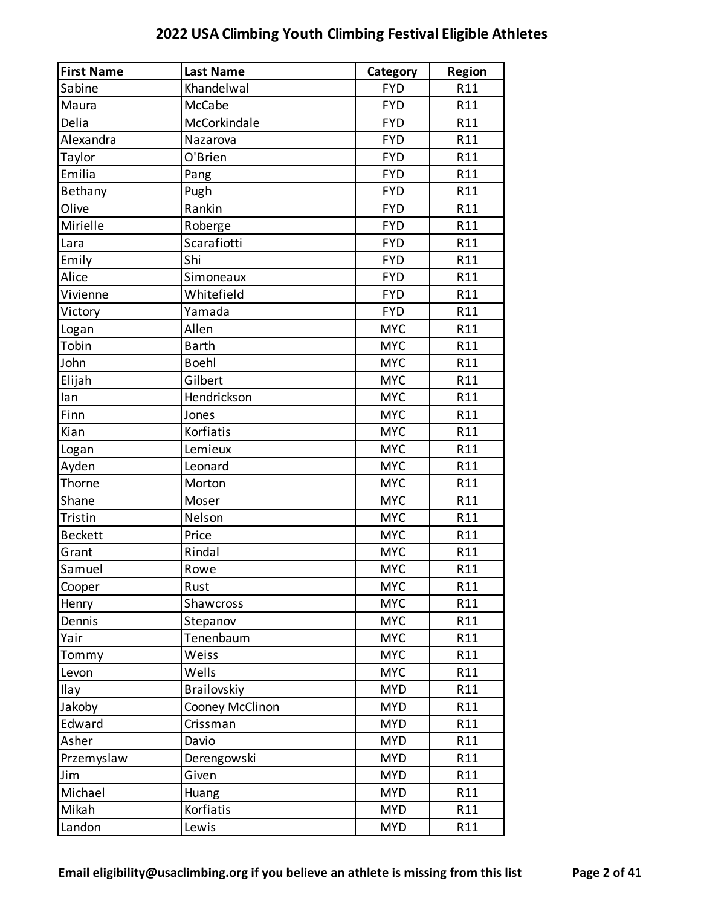# 2022 USA Climbing Youth Climbing Festival Eligible Athletes

| First Name | Last Name | Category | Region |
|---|---|---|---|
| Sabine | Khandelwal | FYD | R11 |
| Maura | McCabe | FYD | R11 |
| Delia | McCorkindale | FYD | R11 |
| Alexandra | Nazarova | FYD | R11 |
| Taylor | O'Brien | FYD | R11 |
| Emilia | Pang | FYD | R11 |
| Bethany | Pugh | FYD | R11 |
| Olive | Rankin | FYD | R11 |
| Mirielle | Roberge | FYD | R11 |
| Lara | Scarafiotti | FYD | R11 |
| Emily | Shi | FYD | R11 |
| Alice | Simoneaux | FYD | R11 |
| Vivienne | Whitefield | FYD | R11 |
| Victory | Yamada | FYD | R11 |
| Logan | Allen | MYC | R11 |
| Tobin | Barth | MYC | R11 |
| John | Boehl | MYC | R11 |
| Elijah | Gilbert | MYC | R11 |
| Ian | Hendrickson | MYC | R11 |
| Finn | Jones | MYC | R11 |
| Kian | Korfiatis | MYC | R11 |
| Logan | Lemieux | MYC | R11 |
| Ayden | Leonard | MYC | R11 |
| Thorne | Morton | MYC | R11 |
| Shane | Moser | MYC | R11 |
| Tristin | Nelson | MYC | R11 |
| Beckett | Price | MYC | R11 |
| Grant | Rindal | MYC | R11 |
| Samuel | Rowe | MYC | R11 |
| Cooper | Rust | MYC | R11 |
| Henry | Shawcross | MYC | R11 |
| Dennis | Stepanov | MYC | R11 |
| Yair | Tenenbaum | MYC | R11 |
| Tommy | Weiss | MYC | R11 |
| Levon | Wells | MYC | R11 |
| Ilay | Brailovskiy | MYD | R11 |
| Jakoby | Cooney McClinon | MYD | R11 |
| Edward | Crissman | MYD | R11 |
| Asher | Davio | MYD | R11 |
| Przemyslaw | Derengowski | MYD | R11 |
| Jim | Given | MYD | R11 |
| Michael | Huang | MYD | R11 |
| Mikah | Korfiatis | MYD | R11 |
| Landon | Lewis | MYD | R11 |

**Email eligibility@usaclimbing.org if you believe an athlete is missing from this list**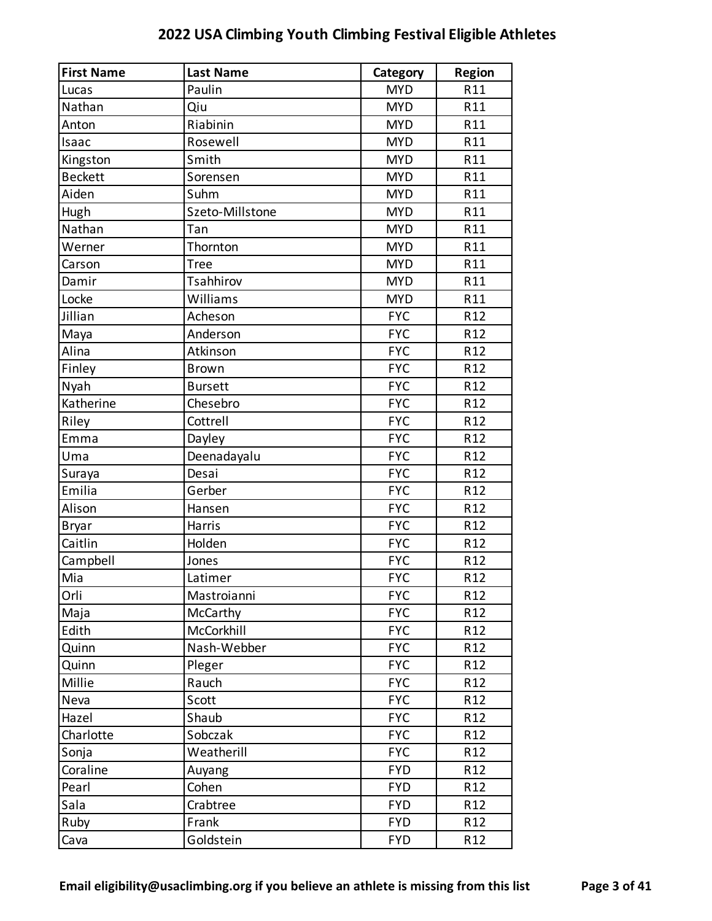## 2022 USA Climbing Youth Climbing Festival Eligible Athletes

| First Name | Last Name | Category | Region |
|---|---|---|---|
| Lucas | Paulin | MYD | R11 |
| Nathan | Qiu | MYD | R11 |
| Anton | Riabinin | MYD | R11 |
| Isaac | Rosewell | MYD | R11 |
| Kingston | Smith | MYD | R11 |
| Beckett | Sorensen | MYD | R11 |
| Aiden | Suhm | MYD | R11 |
| Hugh | Szeto-Millstone | MYD | R11 |
| Nathan | Tan | MYD | R11 |
| Werner | Thornton | MYD | R11 |
| Carson | Tree | MYD | R11 |
| Damir | Tsahhirov | MYD | R11 |
| Locke | Williams | MYD | R11 |
| Jillian | Acheson | FYC | R12 |
| Maya | Anderson | FYC | R12 |
| Alina | Atkinson | FYC | R12 |
| Finley | Brown | FYC | R12 |
| Nyah | Bursett | FYC | R12 |
| Katherine | Chesebro | FYC | R12 |
| Riley | Cottrell | FYC | R12 |
| Emma | Dayley | FYC | R12 |
| Uma | Deenadayalu | FYC | R12 |
| Suraya | Desai | FYC | R12 |
| Emilia | Gerber | FYC | R12 |
| Alison | Hansen | FYC | R12 |
| Bryar | Harris | FYC | R12 |
| Caitlin | Holden | FYC | R12 |
| Campbell | Jones | FYC | R12 |
| Mia | Latimer | FYC | R12 |
| Orli | Mastroianni | FYC | R12 |
| Maja | McCarthy | FYC | R12 |
| Edith | McCorkhill | FYC | R12 |
| Quinn | Nash-Webber | FYC | R12 |
| Quinn | Pleger | FYC | R12 |
| Millie | Rauch | FYC | R12 |
| Neva | Scott | FYC | R12 |
| Hazel | Shaub | FYC | R12 |
| Charlotte | Sobczak | FYC | R12 |
| Sonja | Weatherill | FYC | R12 |
| Coraline | Auyang | FYD | R12 |
| Pearl | Cohen | FYD | R12 |
| Sala | Crabtree | FYD | R12 |
| Ruby | Frank | FYD | R12 |
| Cava | Goldstein | FYD | R12 |

**Email eligibility@usaclimbing.org if you believe an athlete is missing from this list**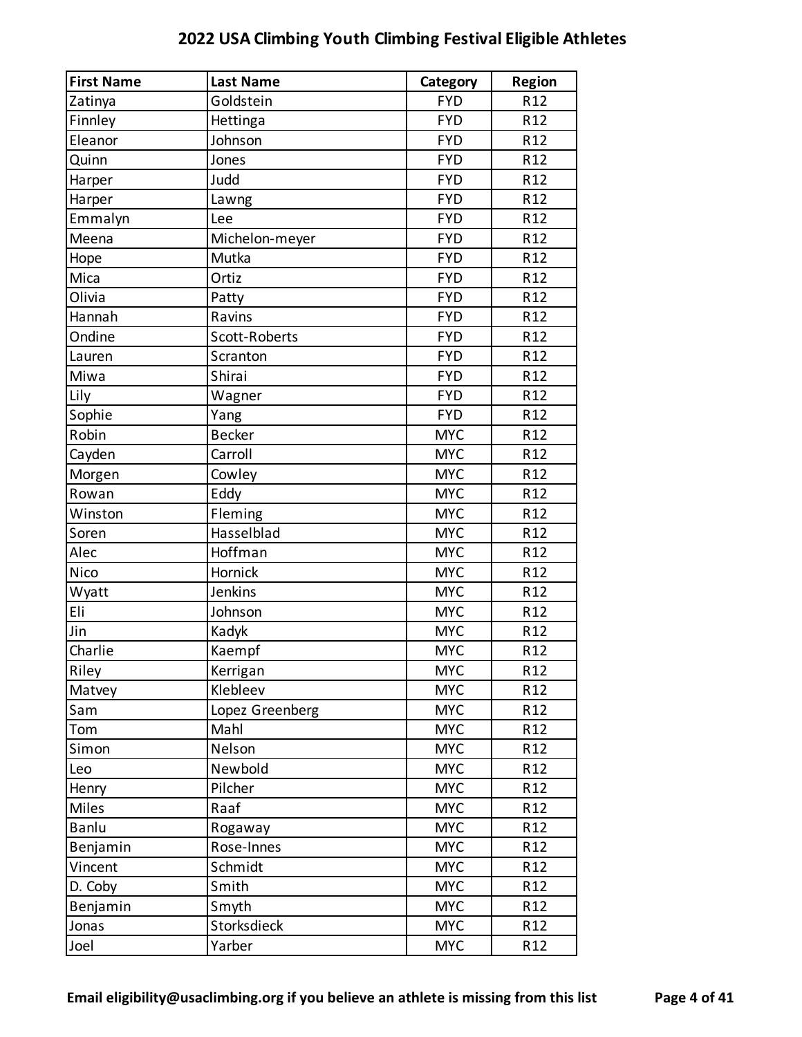# 2022 USA Climbing Youth Climbing Festival Eligible Athletes

| First Name | Last Name | Category | Region |
|---|---|---|---|
| Zatinya | Goldstein | FYD | R12 |
| Finnley | Hettinga | FYD | R12 |
| Eleanor | Johnson | FYD | R12 |
| Quinn | Jones | FYD | R12 |
| Harper | Judd | FYD | R12 |
| Harper | Lawng | FYD | R12 |
| Emmalyn | Lee | FYD | R12 |
| Meena | Michelon-meyer | FYD | R12 |
| Hope | Mutka | FYD | R12 |
| Mica | Ortiz | FYD | R12 |
| Olivia | Patty | FYD | R12 |
| Hannah | Ravins | FYD | R12 |
| Ondine | Scott-Roberts | FYD | R12 |
| Lauren | Scranton | FYD | R12 |
| Miwa | Shirai | FYD | R12 |
| Lily | Wagner | FYD | R12 |
| Sophie | Yang | FYD | R12 |
| Robin | Becker | MYC | R12 |
| Cayden | Carroll | MYC | R12 |
| Morgen | Cowley | MYC | R12 |
| Rowan | Eddy | MYC | R12 |
| Winston | Fleming | MYC | R12 |
| Soren | Hasselblad | MYC | R12 |
| Alec | Hoffman | MYC | R12 |
| Nico | Hornick | MYC | R12 |
| Wyatt | Jenkins | MYC | R12 |
| Eli | Johnson | MYC | R12 |
| Jin | Kadyk | MYC | R12 |
| Charlie | Kaempf | MYC | R12 |
| Riley | Kerrigan | MYC | R12 |
| Matvey | Klebleev | MYC | R12 |
| Sam | Lopez Greenberg | MYC | R12 |
| Tom | Mahl | MYC | R12 |
| Simon | Nelson | MYC | R12 |
| Leo | Newbold | MYC | R12 |
| Henry | Pilcher | MYC | R12 |
| Miles | Raaf | MYC | R12 |
| Banlu | Rogaway | MYC | R12 |
| Benjamin | Rose-Innes | MYC | R12 |
| Vincent | Schmidt | MYC | R12 |
| D. Coby | Smith | MYC | R12 |
| Benjamin | Smyth | MYC | R12 |
| Jonas | Storksdieck | MYC | R12 |
| Joel | Yarber | MYC | R12 |

**Email eligibility@usaclimbing.org if you believe an athlete is missing from this list**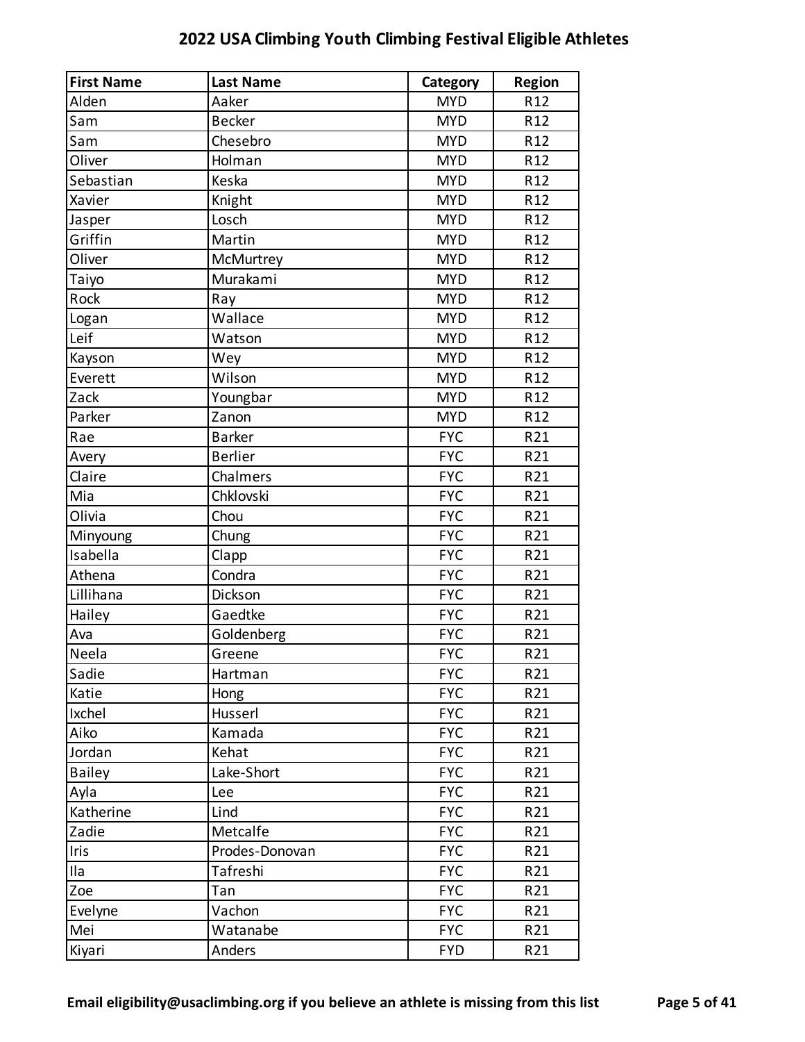## 2022 USA Climbing Youth Climbing Festival Eligible Athletes

| First Name | Last Name | Category | Region |
|---|---|---|---|
| Alden | Aaker | MYD | R12 |
| Sam | Becker | MYD | R12 |
| Sam | Chesebro | MYD | R12 |
| Oliver | Holman | MYD | R12 |
| Sebastian | Keska | MYD | R12 |
| Xavier | Knight | MYD | R12 |
| Jasper | Losch | MYD | R12 |
| Griffin | Martin | MYD | R12 |
| Oliver | McMurtrey | MYD | R12 |
| Taiyo | Murakami | MYD | R12 |
| Rock | Ray | MYD | R12 |
| Logan | Wallace | MYD | R12 |
| Leif | Watson | MYD | R12 |
| Kayson | Wey | MYD | R12 |
| Everett | Wilson | MYD | R12 |
| Zack | Youngbar | MYD | R12 |
| Parker | Zanon | MYD | R12 |
| Rae | Barker | FYC | R21 |
| Avery | Berlier | FYC | R21 |
| Claire | Chalmers | FYC | R21 |
| Mia | Chklovski | FYC | R21 |
| Olivia | Chou | FYC | R21 |
| Minyoung | Chung | FYC | R21 |
| Isabella | Clapp | FYC | R21 |
| Athena | Condra | FYC | R21 |
| Lillihana | Dickson | FYC | R21 |
| Hailey | Gaedtke | FYC | R21 |
| Ava | Goldenberg | FYC | R21 |
| Neela | Greene | FYC | R21 |
| Sadie | Hartman | FYC | R21 |
| Katie | Hong | FYC | R21 |
| Ixchel | Husserl | FYC | R21 |
| Aiko | Kamada | FYC | R21 |
| Jordan | Kehat | FYC | R21 |
| Bailey | Lake-Short | FYC | R21 |
| Ayla | Lee | FYC | R21 |
| Katherine | Lind | FYC | R21 |
| Zadie | Metcalfe | FYC | R21 |
| Iris | Prodes-Donovan | FYC | R21 |
| Ila | Tafreshi | FYC | R21 |
| Zoe | Tan | FYC | R21 |
| Evelyne | Vachon | FYC | R21 |
| Mei | Watanabe | FYC | R21 |
| Kiyari | Anders | FYD | R21 |

**Email eligibility@usaclimbing.org if you believe an athlete is missing from this list**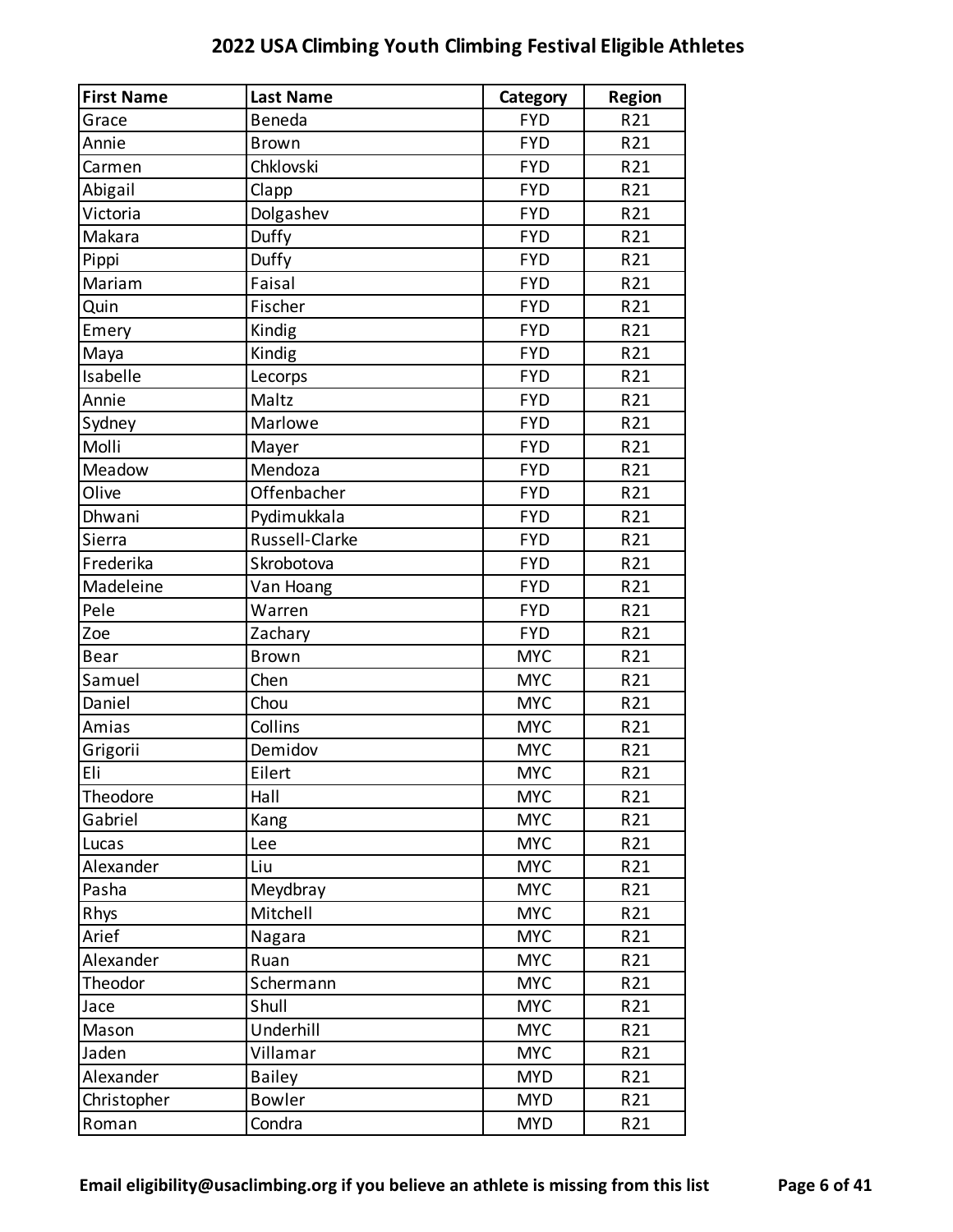# 2022 USA Climbing Youth Climbing Festival Eligible Athletes

| First Name | Last Name | Category | Region |
|---|---|---|---|
| Grace | Beneda | FYD | R21 |
| Annie | Brown | FYD | R21 |
| Carmen | Chklovski | FYD | R21 |
| Abigail | Clapp | FYD | R21 |
| Victoria | Dolgashev | FYD | R21 |
| Makara | Duffy | FYD | R21 |
| Pippi | Duffy | FYD | R21 |
| Mariam | Faisal | FYD | R21 |
| Quin | Fischer | FYD | R21 |
| Emery | Kindig | FYD | R21 |
| Maya | Kindig | FYD | R21 |
| Isabelle | Lecorps | FYD | R21 |
| Annie | Maltz | FYD | R21 |
| Sydney | Marlowe | FYD | R21 |
| Molli | Mayer | FYD | R21 |
| Meadow | Mendoza | FYD | R21 |
| Olive | Offenbacher | FYD | R21 |
| Dhwani | Pydimukkala | FYD | R21 |
| Sierra | Russell-Clarke | FYD | R21 |
| Frederika | Skrobotova | FYD | R21 |
| Madeleine | Van Hoang | FYD | R21 |
| Pele | Warren | FYD | R21 |
| Zoe | Zachary | FYD | R21 |
| Bear | Brown | MYC | R21 |
| Samuel | Chen | MYC | R21 |
| Daniel | Chou | MYC | R21 |
| Amias | Collins | MYC | R21 |
| Grigorii | Demidov | MYC | R21 |
| Eli | Eilert | MYC | R21 |
| Theodore | Hall | MYC | R21 |
| Gabriel | Kang | MYC | R21 |
| Lucas | Lee | MYC | R21 |
| Alexander | Liu | MYC | R21 |
| Pasha | Meydbray | MYC | R21 |
| Rhys | Mitchell | MYC | R21 |
| Arief | Nagara | MYC | R21 |
| Alexander | Ruan | MYC | R21 |
| Theodor | Schermann | MYC | R21 |
| Jace | Shull | MYC | R21 |
| Mason | Underhill | MYC | R21 |
| Jaden | Villamar | MYC | R21 |
| Alexander | Bailey | MYD | R21 |
| Christopher | Bowler | MYD | R21 |
| Roman | Condra | MYD | R21 |

**Email eligibility@usaclimbing.org if you believe an athlete is missing from this list**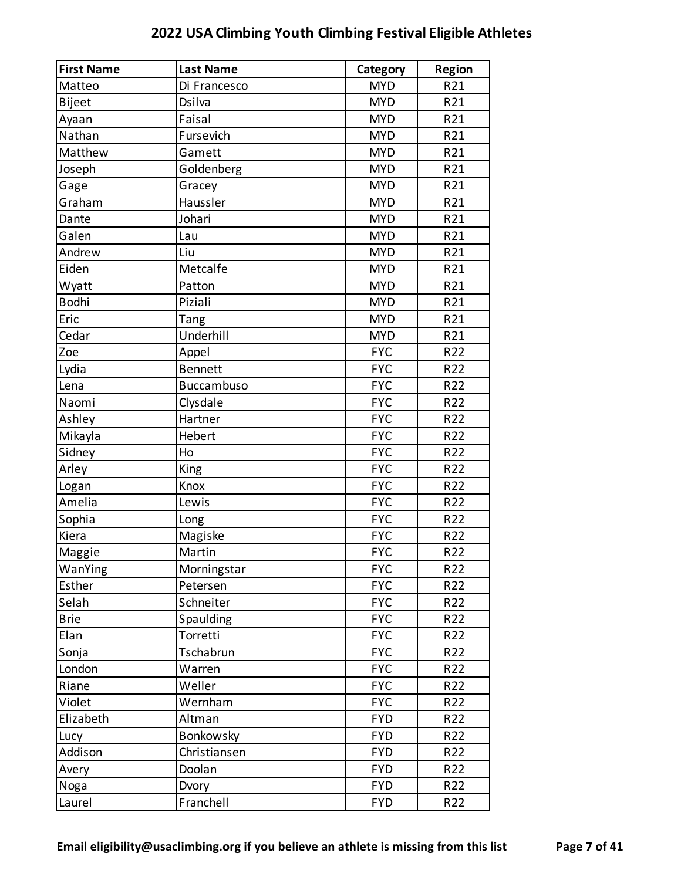# 2022 USA Climbing Youth Climbing Festival Eligible Athletes

| First Name | Last Name | Category | Region |
|---|---|---|---|
| Matteo | Di Francesco | MYD | R21 |
| Bijeet | Dsilva | MYD | R21 |
| Ayaan | Faisal | MYD | R21 |
| Nathan | Fursevich | MYD | R21 |
| Matthew | Gamett | MYD | R21 |
| Joseph | Goldenberg | MYD | R21 |
| Gage | Gracey | MYD | R21 |
| Graham | Haussler | MYD | R21 |
| Dante | Johari | MYD | R21 |
| Galen | Lau | MYD | R21 |
| Andrew | Liu | MYD | R21 |
| Eiden | Metcalfe | MYD | R21 |
| Wyatt | Patton | MYD | R21 |
| Bodhi | Piziali | MYD | R21 |
| Eric | Tang | MYD | R21 |
| Cedar | Underhill | MYD | R21 |
| Zoe | Appel | FYC | R22 |
| Lydia | Bennett | FYC | R22 |
| Lena | Buccambuso | FYC | R22 |
| Naomi | Clysdale | FYC | R22 |
| Ashley | Hartner | FYC | R22 |
| Mikayla | Hebert | FYC | R22 |
| Sidney | Ho | FYC | R22 |
| Arley | King | FYC | R22 |
| Logan | Knox | FYC | R22 |
| Amelia | Lewis | FYC | R22 |
| Sophia | Long | FYC | R22 |
| Kiera | Magiske | FYC | R22 |
| Maggie | Martin | FYC | R22 |
| WanYing | Morningstar | FYC | R22 |
| Esther | Petersen | FYC | R22 |
| Selah | Schneiter | FYC | R22 |
| Brie | Spaulding | FYC | R22 |
| Elan | Torretti | FYC | R22 |
| Sonja | Tschabrun | FYC | R22 |
| London | Warren | FYC | R22 |
| Riane | Weller | FYC | R22 |
| Violet | Wernham | FYC | R22 |
| Elizabeth | Altman | FYD | R22 |
| Lucy | Bonkowsky | FYD | R22 |
| Addison | Christiansen | FYD | R22 |
| Avery | Doolan | FYD | R22 |
| Noga | Dvory | FYD | R22 |
| Laurel | Franchell | FYD | R22 |

**Email eligibility@usaclimbing.org if you believe an athlete is missing from this list**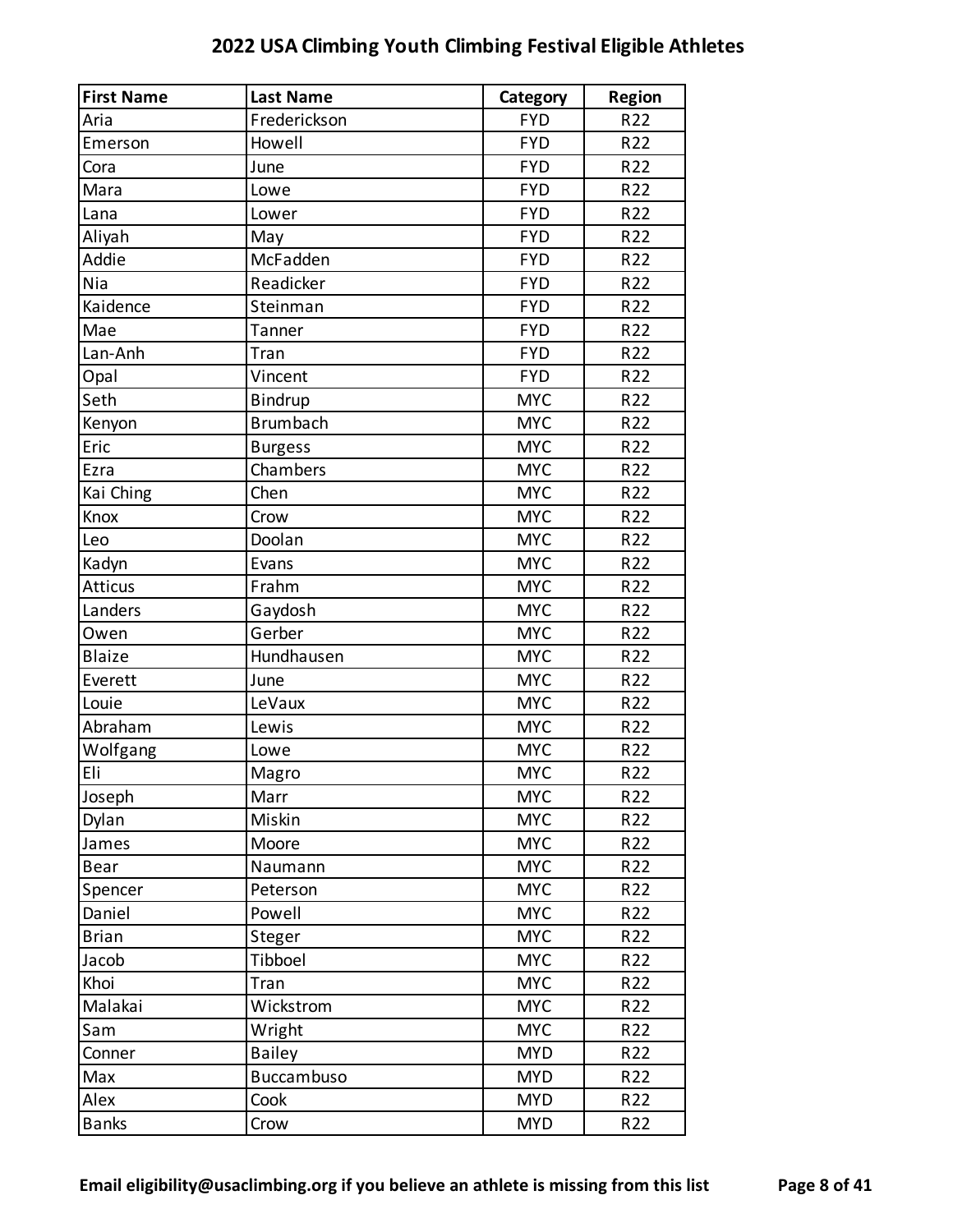# 2022 USA Climbing Youth Climbing Festival Eligible Athletes

| First Name | Last Name | Category | Region |
|---|---|---|---|
| Aria | Frederickson | FYD | R22 |
| Emerson | Howell | FYD | R22 |
| Cora | June | FYD | R22 |
| Mara | Lowe | FYD | R22 |
| Lana | Lower | FYD | R22 |
| Aliyah | May | FYD | R22 |
| Addie | McFadden | FYD | R22 |
| Nia | Readicker | FYD | R22 |
| Kaidence | Steinman | FYD | R22 |
| Mae | Tanner | FYD | R22 |
| Lan-Anh | Tran | FYD | R22 |
| Opal | Vincent | FYD | R22 |
| Seth | Bindrup | MYC | R22 |
| Kenyon | Brumbach | MYC | R22 |
| Eric | Burgess | MYC | R22 |
| Ezra | Chambers | MYC | R22 |
| Kai Ching | Chen | MYC | R22 |
| Knox | Crow | MYC | R22 |
| Leo | Doolan | MYC | R22 |
| Kadyn | Evans | MYC | R22 |
| Atticus | Frahm | MYC | R22 |
| Landers | Gaydosh | MYC | R22 |
| Owen | Gerber | MYC | R22 |
| Blaize | Hundhausen | MYC | R22 |
| Everett | June | MYC | R22 |
| Louie | LeVaux | MYC | R22 |
| Abraham | Lewis | MYC | R22 |
| Wolfgang | Lowe | MYC | R22 |
| Eli | Magro | MYC | R22 |
| Joseph | Marr | MYC | R22 |
| Dylan | Miskin | MYC | R22 |
| James | Moore | MYC | R22 |
| Bear | Naumann | MYC | R22 |
| Spencer | Peterson | MYC | R22 |
| Daniel | Powell | MYC | R22 |
| Brian | Steger | MYC | R22 |
| Jacob | Tibboel | MYC | R22 |
| Khoi | Tran | MYC | R22 |
| Malakai | Wickstrom | MYC | R22 |
| Sam | Wright | MYC | R22 |
| Conner | Bailey | MYD | R22 |
| Max | Buccambuso | MYD | R22 |
| Alex | Cook | MYD | R22 |
| Banks | Crow | MYD | R22 |

**Email eligibility@usaclimbing.org if you believe an athlete is missing from this list**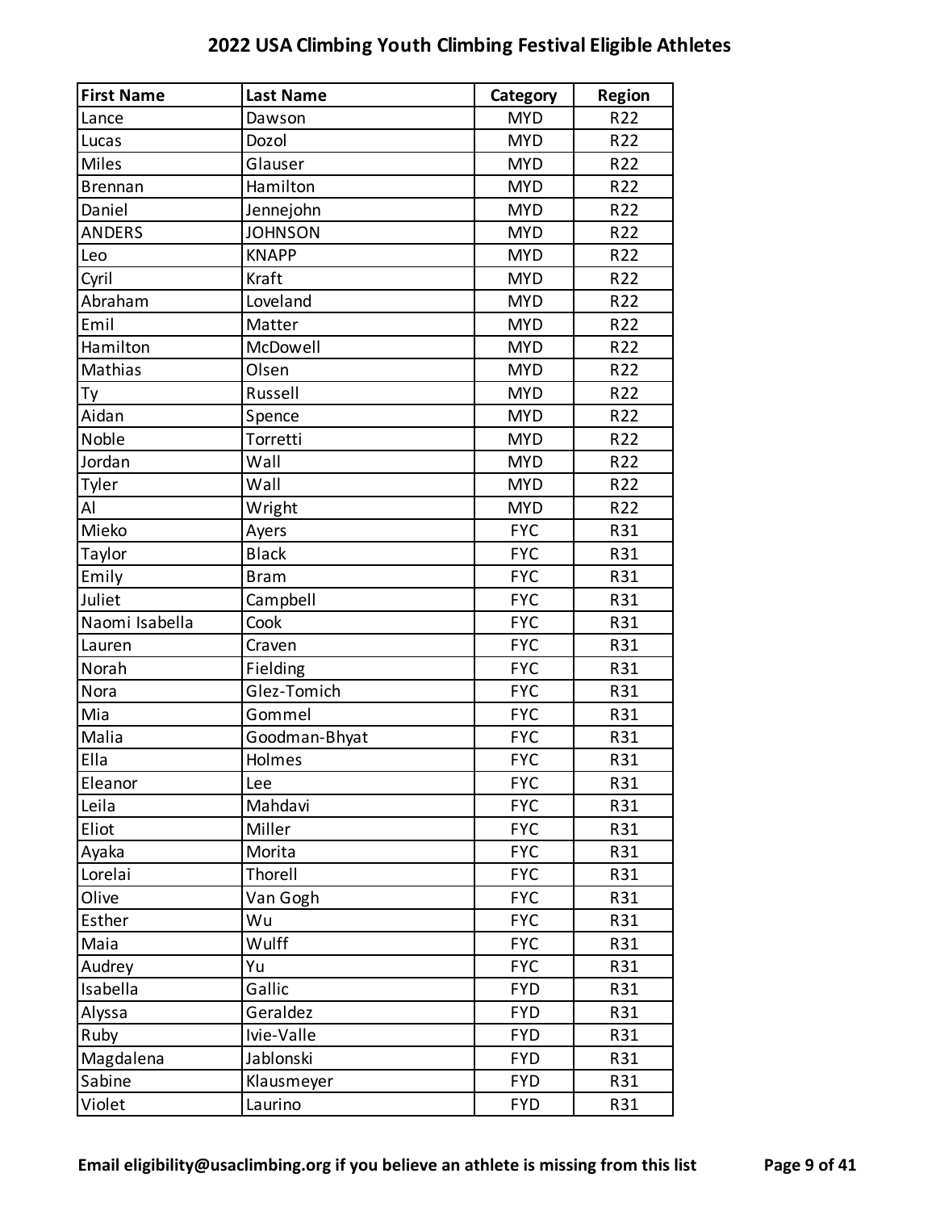# 2022 USA Climbing Youth Climbing Festival Eligible Athletes

| First Name | Last Name | Category | Region |
|---|---|---|---|
| Lance | Dawson | MYD | R22 |
| Lucas | Dozol | MYD | R22 |
| Miles | Glauser | MYD | R22 |
| Brennan | Hamilton | MYD | R22 |
| Daniel | Jennejohn | MYD | R22 |
| ANDERS | JOHNSON | MYD | R22 |
| Leo | KNAPP | MYD | R22 |
| Cyril | Kraft | MYD | R22 |
| Abraham | Loveland | MYD | R22 |
| Emil | Matter | MYD | R22 |
| Hamilton | McDowell | MYD | R22 |
| Mathias | Olsen | MYD | R22 |
| Ty | Russell | MYD | R22 |
| Aidan | Spence | MYD | R22 |
| Noble | Torretti | MYD | R22 |
| Jordan | Wall | MYD | R22 |
| Tyler | Wall | MYD | R22 |
| Al | Wright | MYD | R22 |
| Mieko | Ayers | FYC | R31 |
| Taylor | Black | FYC | R31 |
| Emily | Bram | FYC | R31 |
| Juliet | Campbell | FYC | R31 |
| Naomi Isabella | Cook | FYC | R31 |
| Lauren | Craven | FYC | R31 |
| Norah | Fielding | FYC | R31 |
| Nora | Glez-Tomich | FYC | R31 |
| Mia | Gommel | FYC | R31 |
| Malia | Goodman-Bhyat | FYC | R31 |
| Ella | Holmes | FYC | R31 |
| Eleanor | Lee | FYC | R31 |
| Leila | Mahdavi | FYC | R31 |
| Eliot | Miller | FYC | R31 |
| Ayaka | Morita | FYC | R31 |
| Lorelai | Thorell | FYC | R31 |
| Olive | Van Gogh | FYC | R31 |
| Esther | Wu | FYC | R31 |
| Maia | Wulff | FYC | R31 |
| Audrey | Yu | FYC | R31 |
| Isabella | Gallic | FYD | R31 |
| Alyssa | Geraldez | FYD | R31 |
| Ruby | Ivie-Valle | FYD | R31 |
| Magdalena | Jablonski | FYD | R31 |
| Sabine | Klausmeyer | FYD | R31 |
| Violet | Laurino | FYD | R31 |

**Email eligibility@usaclimbing.org if you believe an athlete is missing from this list**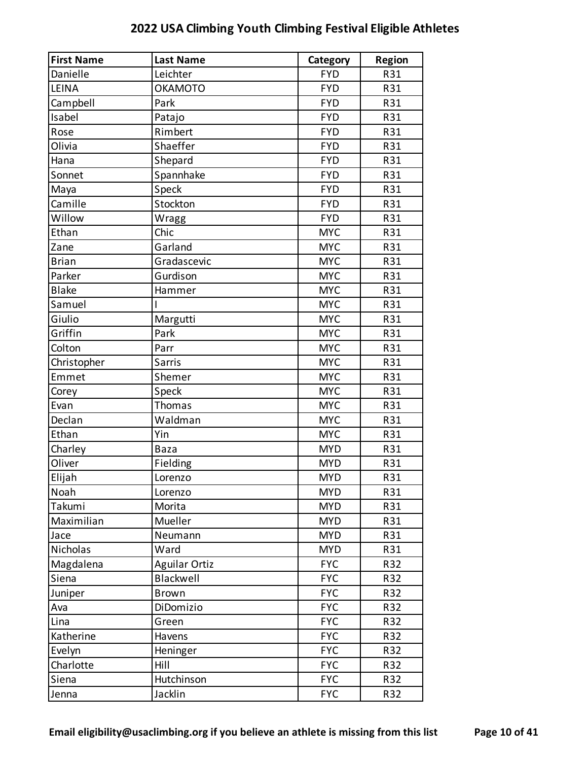## 2022 USA Climbing Youth Climbing Festival Eligible Athletes

| First Name | Last Name | Category | Region |
|---|---|---|---|
| Danielle | Leichter | FYD | R31 |
| LEINA | OKAMOTO | FYD | R31 |
| Campbell | Park | FYD | R31 |
| Isabel | Patajo | FYD | R31 |
| Rose | Rimbert | FYD | R31 |
| Olivia | Shaeffer | FYD | R31 |
| Hana | Shepard | FYD | R31 |
| Sonnet | Spannhake | FYD | R31 |
| Maya | Speck | FYD | R31 |
| Camille | Stockton | FYD | R31 |
| Willow | Wragg | FYD | R31 |
| Ethan | Chic | MYC | R31 |
| Zane | Garland | MYC | R31 |
| Brian | Gradascevic | MYC | R31 |
| Parker | Gurdison | MYC | R31 |
| Blake | Hammer | MYC | R31 |
| Samuel | I | MYC | R31 |
| Giulio | Margutti | MYC | R31 |
| Griffin | Park | MYC | R31 |
| Colton | Parr | MYC | R31 |
| Christopher | Sarris | MYC | R31 |
| Emmet | Shemer | MYC | R31 |
| Corey | Speck | MYC | R31 |
| Evan | Thomas | MYC | R31 |
| Declan | Waldman | MYC | R31 |
| Ethan | Yin | MYC | R31 |
| Charley | Baza | MYD | R31 |
| Oliver | Fielding | MYD | R31 |
| Elijah | Lorenzo | MYD | R31 |
| Noah | Lorenzo | MYD | R31 |
| Takumi | Morita | MYD | R31 |
| Maximilian | Mueller | MYD | R31 |
| Jace | Neumann | MYD | R31 |
| Nicholas | Ward | MYD | R31 |
| Magdalena | Aguilar Ortiz | FYC | R32 |
| Siena | Blackwell | FYC | R32 |
| Juniper | Brown | FYC | R32 |
| Ava | DiDomizio | FYC | R32 |
| Lina | Green | FYC | R32 |
| Katherine | Havens | FYC | R32 |
| Evelyn | Heninger | FYC | R32 |
| Charlotte | Hill | FYC | R32 |
| Siena | Hutchinson | FYC | R32 |
| Jenna | Jacklin | FYC | R32 |

**Email eligibility@usaclimbing.org if you believe an athlete is missing from this list**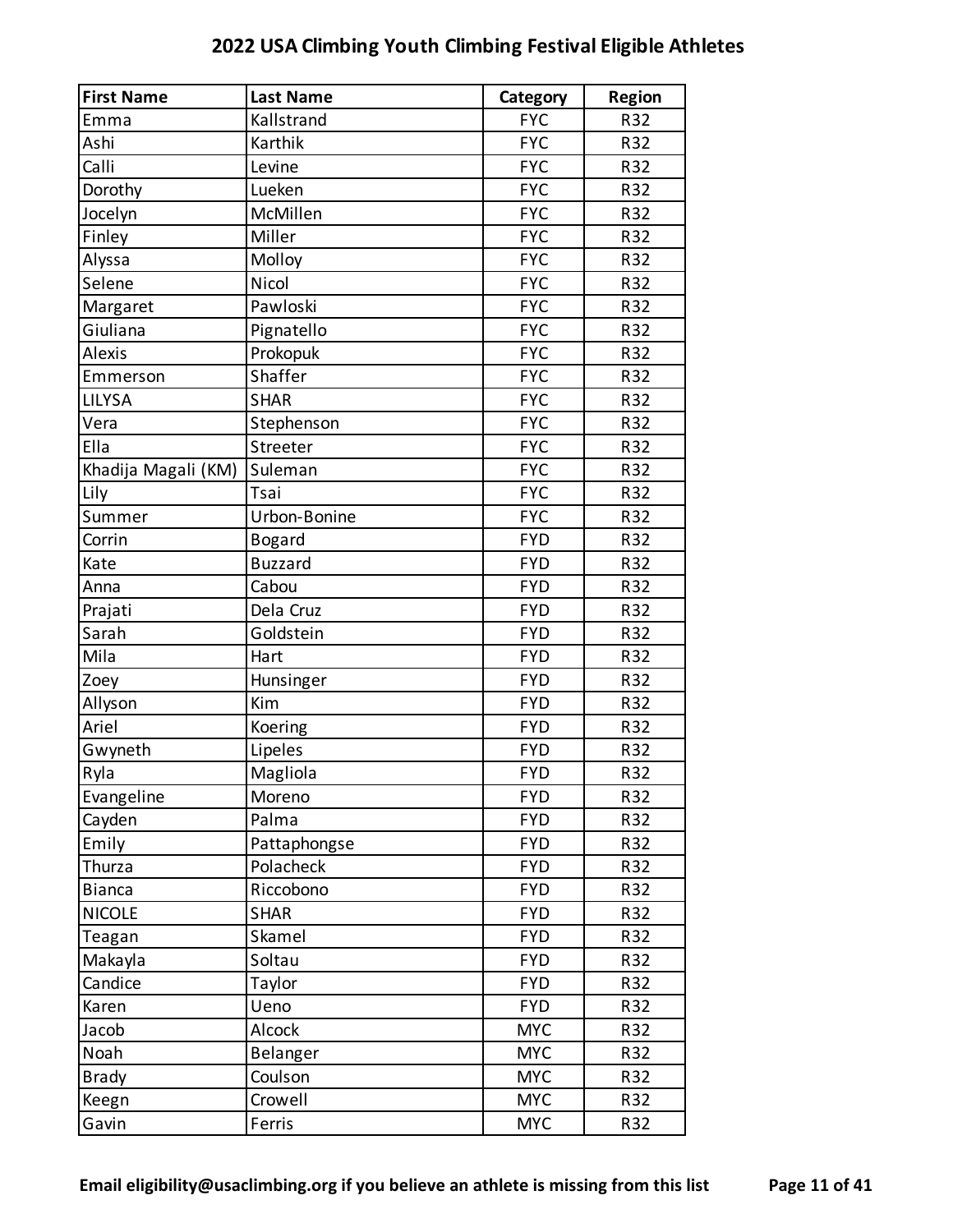# 2022 USA Climbing Youth Climbing Festival Eligible Athletes

| First Name | Last Name | Category | Region |
|---|---|---|---|
| Emma | Kallstrand | FYC | R32 |
| Ashi | Karthik | FYC | R32 |
| Calli | Levine | FYC | R32 |
| Dorothy | Lueken | FYC | R32 |
| Jocelyn | McMillen | FYC | R32 |
| Finley | Miller | FYC | R32 |
| Alyssa | Molloy | FYC | R32 |
| Selene | Nicol | FYC | R32 |
| Margaret | Pawloski | FYC | R32 |
| Giuliana | Pignatello | FYC | R32 |
| Alexis | Prokopuk | FYC | R32 |
| Emmerson | Shaffer | FYC | R32 |
| LILYSA | SHAR | FYC | R32 |
| Vera | Stephenson | FYC | R32 |
| Ella | Streeter | FYC | R32 |
| Khadija Magali (KM) | Suleman | FYC | R32 |
| Lily | Tsai | FYC | R32 |
| Summer | Urbon-Bonine | FYC | R32 |
| Corrin | Bogard | FYD | R32 |
| Kate | Buzzard | FYD | R32 |
| Anna | Cabou | FYD | R32 |
| Prajati | Dela Cruz | FYD | R32 |
| Sarah | Goldstein | FYD | R32 |
| Mila | Hart | FYD | R32 |
| Zoey | Hunsinger | FYD | R32 |
| Allyson | Kim | FYD | R32 |
| Ariel | Koering | FYD | R32 |
| Gwyneth | Lipeles | FYD | R32 |
| Ryla | Magliola | FYD | R32 |
| Evangeline | Moreno | FYD | R32 |
| Cayden | Palma | FYD | R32 |
| Emily | Pattaphongse | FYD | R32 |
| Thurza | Polacheck | FYD | R32 |
| Bianca | Riccobono | FYD | R32 |
| NICOLE | SHAR | FYD | R32 |
| Teagan | Skamel | FYD | R32 |
| Makayla | Soltau | FYD | R32 |
| Candice | Taylor | FYD | R32 |
| Karen | Ueno | FYD | R32 |
| Jacob | Alcock | MYC | R32 |
| Noah | Belanger | MYC | R32 |
| Brady | Coulson | MYC | R32 |
| Keegn | Crowell | MYC | R32 |
| Gavin | Ferris | MYC | R32 |

**Email eligibility@usaclimbing.org if you believe an athlete is missing from this list**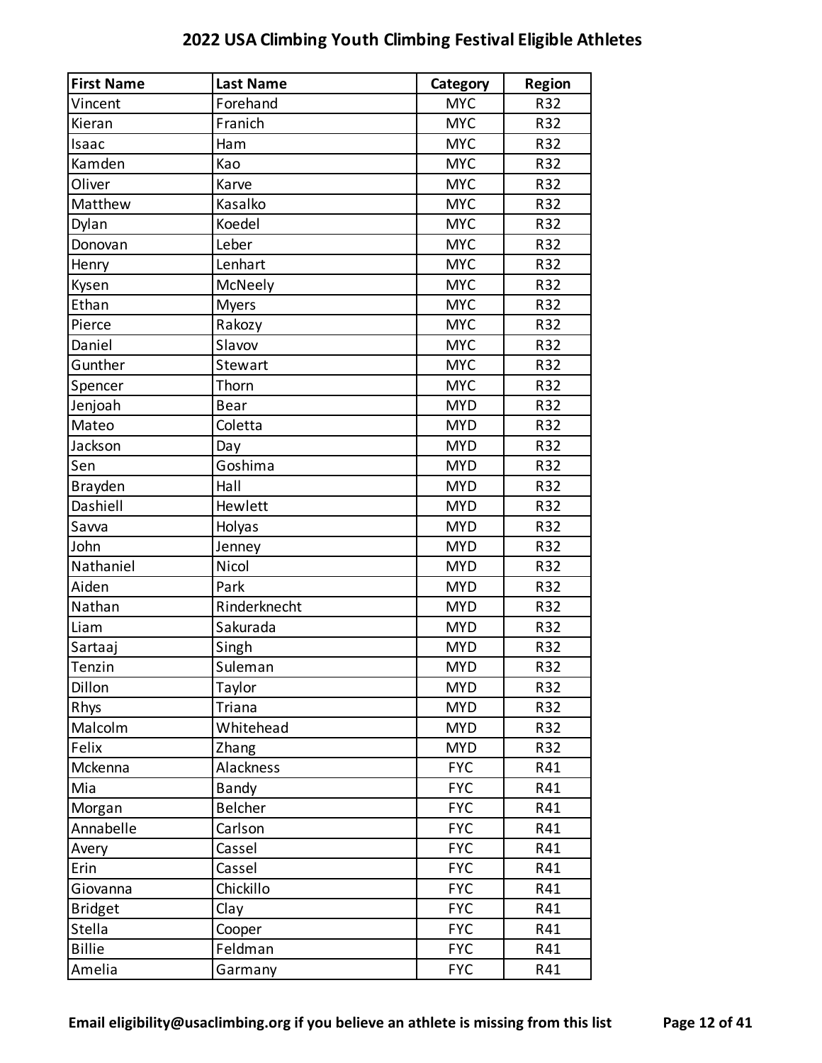# 2022 USA Climbing Youth Climbing Festival Eligible Athletes

| First Name | Last Name | Category | Region |
|---|---|---|---|
| Vincent | Forehand | MYC | R32 |
| Kieran | Franich | MYC | R32 |
| Isaac | Ham | MYC | R32 |
| Kamden | Kao | MYC | R32 |
| Oliver | Karve | MYC | R32 |
| Matthew | Kasalko | MYC | R32 |
| Dylan | Koedel | MYC | R32 |
| Donovan | Leber | MYC | R32 |
| Henry | Lenhart | MYC | R32 |
| Kysen | McNeely | MYC | R32 |
| Ethan | Myers | MYC | R32 |
| Pierce | Rakozy | MYC | R32 |
| Daniel | Slavov | MYC | R32 |
| Gunther | Stewart | MYC | R32 |
| Spencer | Thorn | MYC | R32 |
| Jenjoah | Bear | MYD | R32 |
| Mateo | Coletta | MYD | R32 |
| Jackson | Day | MYD | R32 |
| Sen | Goshima | MYD | R32 |
| Brayden | Hall | MYD | R32 |
| Dashiell | Hewlett | MYD | R32 |
| Savva | Holyas | MYD | R32 |
| John | Jenney | MYD | R32 |
| Nathaniel | Nicol | MYD | R32 |
| Aiden | Park | MYD | R32 |
| Nathan | Rinderknecht | MYD | R32 |
| Liam | Sakurada | MYD | R32 |
| Sartaaj | Singh | MYD | R32 |
| Tenzin | Suleman | MYD | R32 |
| Dillon | Taylor | MYD | R32 |
| Rhys | Triana | MYD | R32 |
| Malcolm | Whitehead | MYD | R32 |
| Felix | Zhang | MYD | R32 |
| Mckenna | Alackness | FYC | R41 |
| Mia | Bandy | FYC | R41 |
| Morgan | Belcher | FYC | R41 |
| Annabelle | Carlson | FYC | R41 |
| Avery | Cassel | FYC | R41 |
| Erin | Cassel | FYC | R41 |
| Giovanna | Chickillo | FYC | R41 |
| Bridget | Clay | FYC | R41 |
| Stella | Cooper | FYC | R41 |
| Billie | Feldman | FYC | R41 |
| Amelia | Garmany | FYC | R41 |

**Email eligibility@usaclimbing.org if you believe an athlete is missing from this list**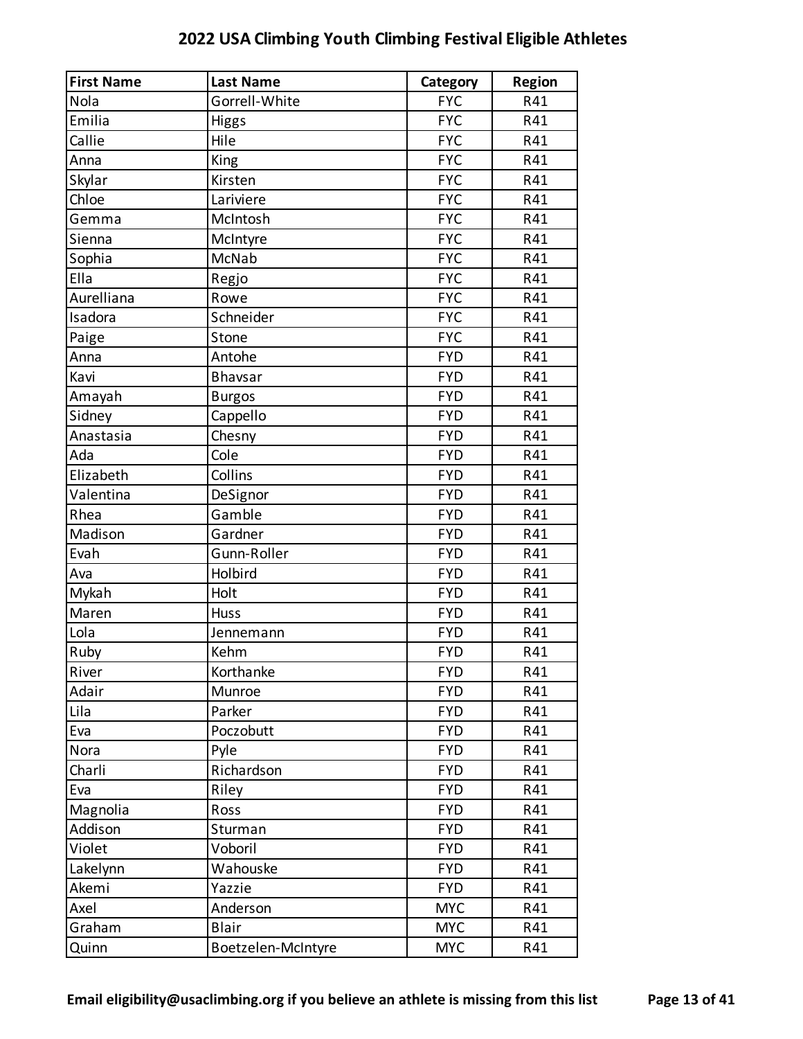# 2022 USA Climbing Youth Climbing Festival Eligible Athletes

| First Name | Last Name | Category | Region |
|---|---|---|---|
| Nola | Gorrell-White | FYC | R41 |
| Emilia | Higgs | FYC | R41 |
| Callie | Hile | FYC | R41 |
| Anna | King | FYC | R41 |
| Skylar | Kirsten | FYC | R41 |
| Chloe | Lariviere | FYC | R41 |
| Gemma | McIntosh | FYC | R41 |
| Sienna | McIntyre | FYC | R41 |
| Sophia | McNab | FYC | R41 |
| Ella | Regjo | FYC | R41 |
| Aurelliana | Rowe | FYC | R41 |
| Isadora | Schneider | FYC | R41 |
| Paige | Stone | FYC | R41 |
| Anna | Antohe | FYD | R41 |
| Kavi | Bhavsar | FYD | R41 |
| Amayah | Burgos | FYD | R41 |
| Sidney | Cappello | FYD | R41 |
| Anastasia | Chesny | FYD | R41 |
| Ada | Cole | FYD | R41 |
| Elizabeth | Collins | FYD | R41 |
| Valentina | DeSignor | FYD | R41 |
| Rhea | Gamble | FYD | R41 |
| Madison | Gardner | FYD | R41 |
| Evah | Gunn-Roller | FYD | R41 |
| Ava | Holbird | FYD | R41 |
| Mykah | Holt | FYD | R41 |
| Maren | Huss | FYD | R41 |
| Lola | Jennemann | FYD | R41 |
| Ruby | Kehm | FYD | R41 |
| River | Korthanke | FYD | R41 |
| Adair | Munroe | FYD | R41 |
| Lila | Parker | FYD | R41 |
| Eva | Poczobutt | FYD | R41 |
| Nora | Pyle | FYD | R41 |
| Charli | Richardson | FYD | R41 |
| Eva | Riley | FYD | R41 |
| Magnolia | Ross | FYD | R41 |
| Addison | Sturman | FYD | R41 |
| Violet | Voboril | FYD | R41 |
| Lakelynn | Wahouske | FYD | R41 |
| Akemi | Yazzie | FYD | R41 |
| Axel | Anderson | MYC | R41 |
| Graham | Blair | MYC | R41 |
| Quinn | Boetzelen-McIntyre | MYC | R41 |

**Email eligibility@usaclimbing.org if you believe an athlete is missing from this list**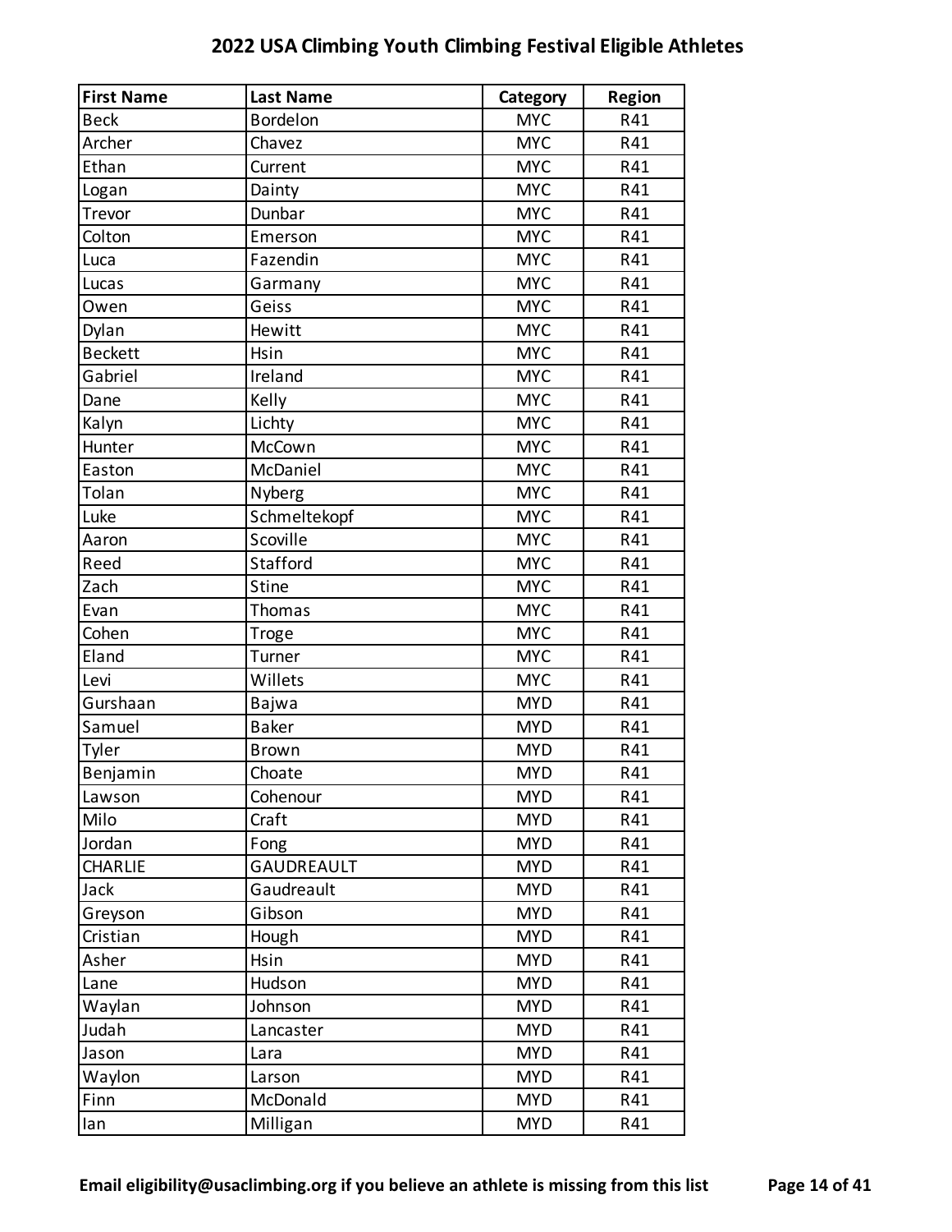# 2022 USA Climbing Youth Climbing Festival Eligible Athletes

| First Name | Last Name | Category | Region |
|---|---|---|---|
| Beck | Bordelon | MYC | R41 |
| Archer | Chavez | MYC | R41 |
| Ethan | Current | MYC | R41 |
| Logan | Dainty | MYC | R41 |
| Trevor | Dunbar | MYC | R41 |
| Colton | Emerson | MYC | R41 |
| Luca | Fazendin | MYC | R41 |
| Lucas | Garmany | MYC | R41 |
| Owen | Geiss | MYC | R41 |
| Dylan | Hewitt | MYC | R41 |
| Beckett | Hsin | MYC | R41 |
| Gabriel | Ireland | MYC | R41 |
| Dane | Kelly | MYC | R41 |
| Kalyn | Lichty | MYC | R41 |
| Hunter | McCown | MYC | R41 |
| Easton | McDaniel | MYC | R41 |
| Tolan | Nyberg | MYC | R41 |
| Luke | Schmeltekopf | MYC | R41 |
| Aaron | Scoville | MYC | R41 |
| Reed | Stafford | MYC | R41 |
| Zach | Stine | MYC | R41 |
| Evan | Thomas | MYC | R41 |
| Cohen | Troge | MYC | R41 |
| Eland | Turner | MYC | R41 |
| Levi | Willets | MYC | R41 |
| Gurshaan | Bajwa | MYD | R41 |
| Samuel | Baker | MYD | R41 |
| Tyler | Brown | MYD | R41 |
| Benjamin | Choate | MYD | R41 |
| Lawson | Cohenour | MYD | R41 |
| Milo | Craft | MYD | R41 |
| Jordan | Fong | MYD | R41 |
| CHARLIE | GAUDREAULT | MYD | R41 |
| Jack | Gaudreault | MYD | R41 |
| Greyson | Gibson | MYD | R41 |
| Cristian | Hough | MYD | R41 |
| Asher | Hsin | MYD | R41 |
| Lane | Hudson | MYD | R41 |
| Waylan | Johnson | MYD | R41 |
| Judah | Lancaster | MYD | R41 |
| Jason | Lara | MYD | R41 |
| Waylon | Larson | MYD | R41 |
| Finn | McDonald | MYD | R41 |
| Ian | Milligan | MYD | R41 |

**Email eligibility@usaclimbing.org if you believe an athlete is missing from this list**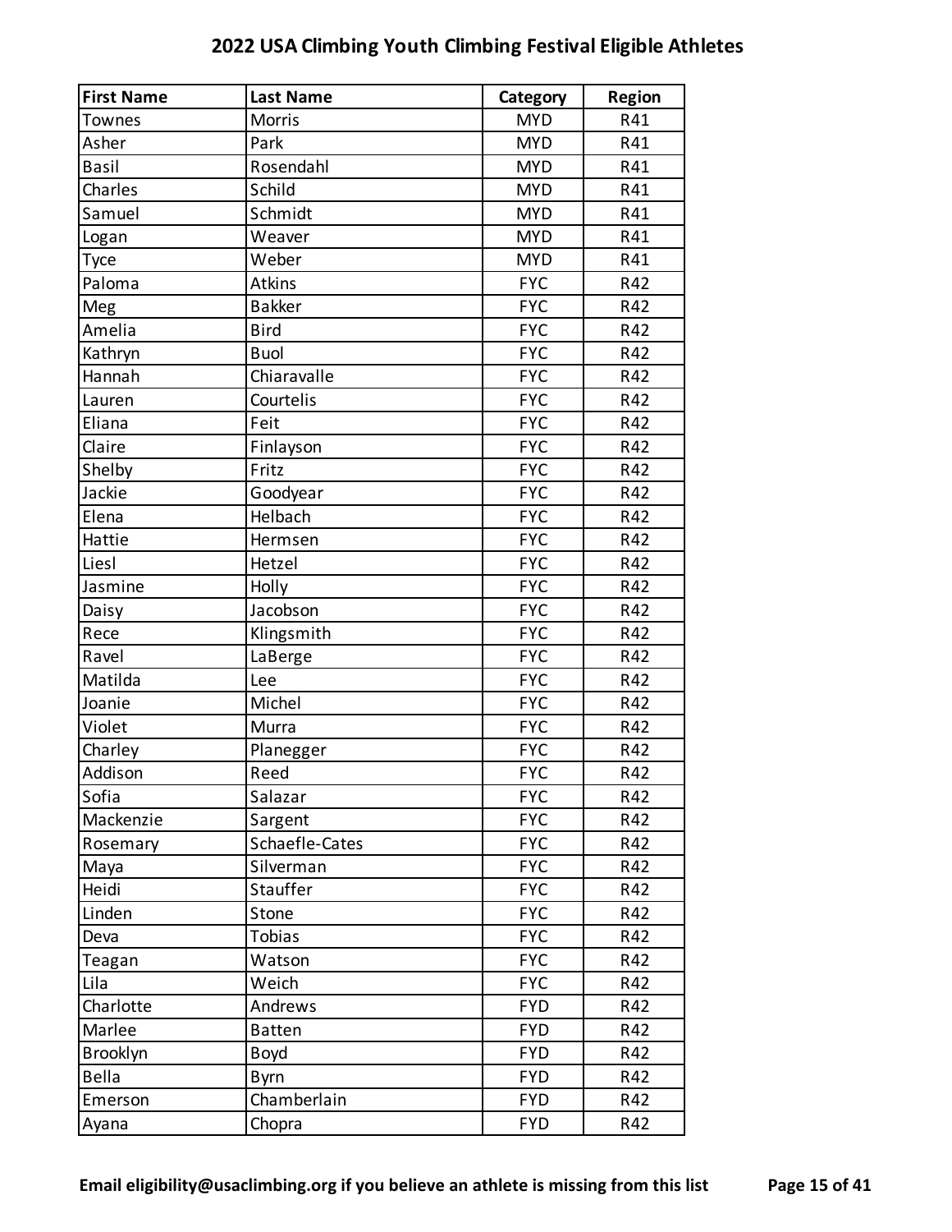# 2022 USA Climbing Youth Climbing Festival Eligible Athletes

| First Name | Last Name | Category | Region |
|---|---|---|---|
| Townes | Morris | MYD | R41 |
| Asher | Park | MYD | R41 |
| Basil | Rosendahl | MYD | R41 |
| Charles | Schild | MYD | R41 |
| Samuel | Schmidt | MYD | R41 |
| Logan | Weaver | MYD | R41 |
| Tyce | Weber | MYD | R41 |
| Paloma | Atkins | FYC | R42 |
| Meg | Bakker | FYC | R42 |
| Amelia | Bird | FYC | R42 |
| Kathryn | Buol | FYC | R42 |
| Hannah | Chiaravalle | FYC | R42 |
| Lauren | Courtelis | FYC | R42 |
| Eliana | Feit | FYC | R42 |
| Claire | Finlayson | FYC | R42 |
| Shelby | Fritz | FYC | R42 |
| Jackie | Goodyear | FYC | R42 |
| Elena | Helbach | FYC | R42 |
| Hattie | Hermsen | FYC | R42 |
| Liesl | Hetzel | FYC | R42 |
| Jasmine | Holly | FYC | R42 |
| Daisy | Jacobson | FYC | R42 |
| Rece | Klingsmith | FYC | R42 |
| Ravel | LaBerge | FYC | R42 |
| Matilda | Lee | FYC | R42 |
| Joanie | Michel | FYC | R42 |
| Violet | Murra | FYC | R42 |
| Charley | Planegger | FYC | R42 |
| Addison | Reed | FYC | R42 |
| Sofia | Salazar | FYC | R42 |
| Mackenzie | Sargent | FYC | R42 |
| Rosemary | Schaefle-Cates | FYC | R42 |
| Maya | Silverman | FYC | R42 |
| Heidi | Stauffer | FYC | R42 |
| Linden | Stone | FYC | R42 |
| Deva | Tobias | FYC | R42 |
| Teagan | Watson | FYC | R42 |
| Lila | Weich | FYC | R42 |
| Charlotte | Andrews | FYD | R42 |
| Marlee | Batten | FYD | R42 |
| Brooklyn | Boyd | FYD | R42 |
| Bella | Byrn | FYD | R42 |
| Emerson | Chamberlain | FYD | R42 |
| Ayana | Chopra | FYD | R42 |

**Email eligibility@usaclimbing.org if you believe an athlete is missing from this list**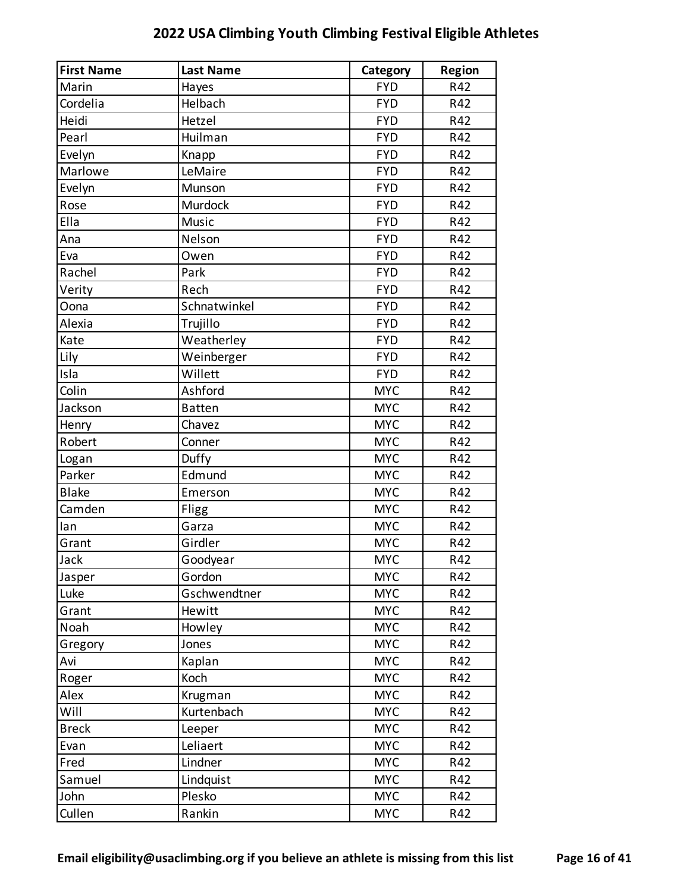# 2022 USA Climbing Youth Climbing Festival Eligible Athletes

| First Name | Last Name | Category | Region |
|---|---|---|---|
| Marin | Hayes | FYD | R42 |
| Cordelia | Helbach | FYD | R42 |
| Heidi | Hetzel | FYD | R42 |
| Pearl | Huilman | FYD | R42 |
| Evelyn | Knapp | FYD | R42 |
| Marlowe | LeMaire | FYD | R42 |
| Evelyn | Munson | FYD | R42 |
| Rose | Murdock | FYD | R42 |
| Ella | Music | FYD | R42 |
| Ana | Nelson | FYD | R42 |
| Eva | Owen | FYD | R42 |
| Rachel | Park | FYD | R42 |
| Verity | Rech | FYD | R42 |
| Oona | Schnatwinkel | FYD | R42 |
| Alexia | Trujillo | FYD | R42 |
| Kate | Weatherley | FYD | R42 |
| Lily | Weinberger | FYD | R42 |
| Isla | Willett | FYD | R42 |
| Colin | Ashford | MYC | R42 |
| Jackson | Batten | MYC | R42 |
| Henry | Chavez | MYC | R42 |
| Robert | Conner | MYC | R42 |
| Logan | Duffy | MYC | R42 |
| Parker | Edmund | MYC | R42 |
| Blake | Emerson | MYC | R42 |
| Camden | Fligg | MYC | R42 |
| Ian | Garza | MYC | R42 |
| Grant | Girdler | MYC | R42 |
| Jack | Goodyear | MYC | R42 |
| Jasper | Gordon | MYC | R42 |
| Luke | Gschwendtner | MYC | R42 |
| Grant | Hewitt | MYC | R42 |
| Noah | Howley | MYC | R42 |
| Gregory | Jones | MYC | R42 |
| Avi | Kaplan | MYC | R42 |
| Roger | Koch | MYC | R42 |
| Alex | Krugman | MYC | R42 |
| Will | Kurtenbach | MYC | R42 |
| Breck | Leeper | MYC | R42 |
| Evan | Leliaert | MYC | R42 |
| Fred | Lindner | MYC | R42 |
| Samuel | Lindquist | MYC | R42 |
| John | Plesko | MYC | R42 |
| Cullen | Rankin | MYC | R42 |

**Email eligibility@usaclimbing.org if you believe an athlete is missing from this list**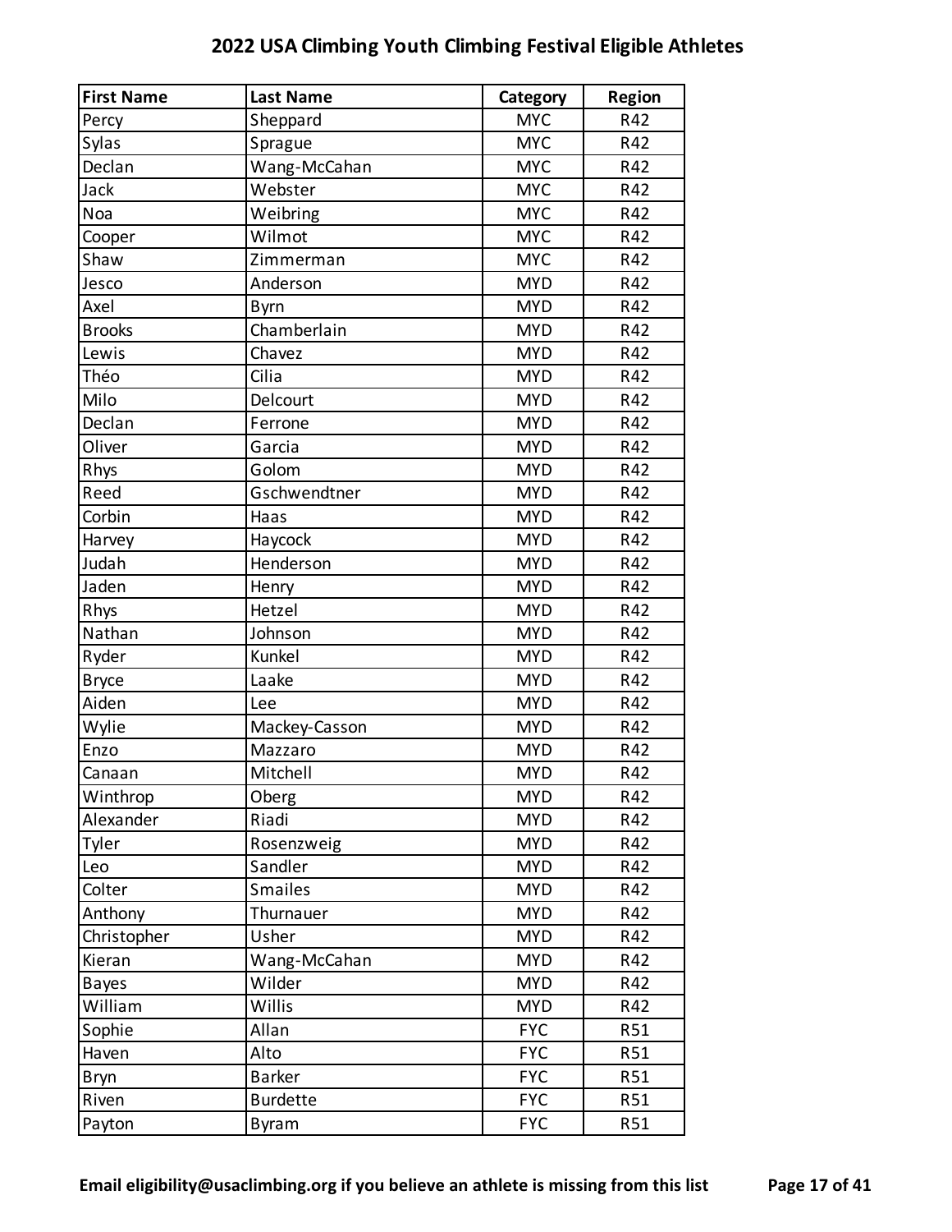# 2022 USA Climbing Youth Climbing Festival Eligible Athletes

| First Name | Last Name | Category | Region |
| --- | --- | --- | --- |
| Percy | Sheppard | MYC | R42 |
| Sylas | Sprague | MYC | R42 |
| Declan | Wang-McCahan | MYC | R42 |
| Jack | Webster | MYC | R42 |
| Noa | Weibring | MYC | R42 |
| Cooper | Wilmot | MYC | R42 |
| Shaw | Zimmerman | MYC | R42 |
| Jesco | Anderson | MYD | R42 |
| Axel | Byrn | MYD | R42 |
| Brooks | Chamberlain | MYD | R42 |
| Lewis | Chavez | MYD | R42 |
| Théo | Cilia | MYD | R42 |
| Milo | Delcourt | MYD | R42 |
| Declan | Ferrone | MYD | R42 |
| Oliver | Garcia | MYD | R42 |
| Rhys | Golom | MYD | R42 |
| Reed | Gschwendtner | MYD | R42 |
| Corbin | Haas | MYD | R42 |
| Harvey | Haycock | MYD | R42 |
| Judah | Henderson | MYD | R42 |
| Jaden | Henry | MYD | R42 |
| Rhys | Hetzel | MYD | R42 |
| Nathan | Johnson | MYD | R42 |
| Ryder | Kunkel | MYD | R42 |
| Bryce | Laake | MYD | R42 |
| Aiden | Lee | MYD | R42 |
| Wylie | Mackey-Casson | MYD | R42 |
| Enzo | Mazzaro | MYD | R42 |
| Canaan | Mitchell | MYD | R42 |
| Winthrop | Oberg | MYD | R42 |
| Alexander | Riadi | MYD | R42 |
| Tyler | Rosenzweig | MYD | R42 |
| Leo | Sandler | MYD | R42 |
| Colter | Smailes | MYD | R42 |
| Anthony | Thurnauer | MYD | R42 |
| Christopher | Usher | MYD | R42 |
| Kieran | Wang-McCahan | MYD | R42 |
| Bayes | Wilder | MYD | R42 |
| William | Willis | MYD | R42 |
| Sophie | Allan | FYC | R51 |
| Haven | Alto | FYC | R51 |
| Bryn | Barker | FYC | R51 |
| Riven | Burdette | FYC | R51 |
| Payton | Byram | FYC | R51 |

**Email eligibility@usaclimbing.org if you believe an athlete is missing from this list**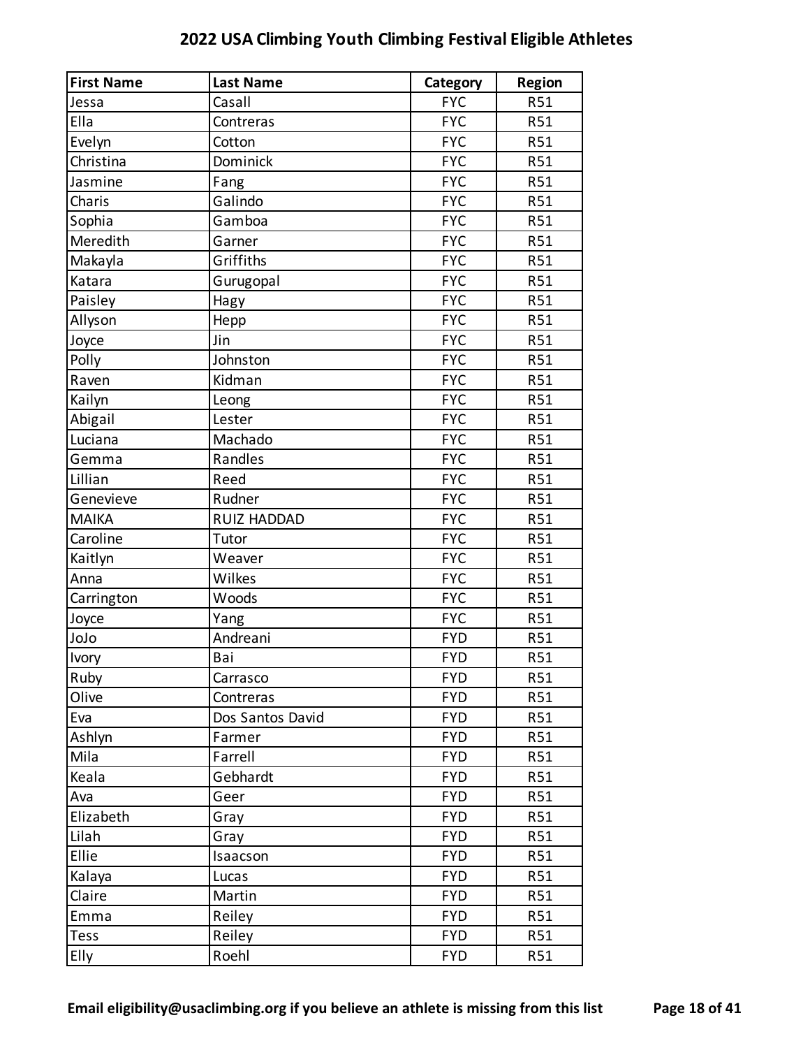## 2022 USA Climbing Youth Climbing Festival Eligible Athletes

| First Name | Last Name | Category | Region |
|---|---|---|---|
| Jessa | Casall | FYC | R51 |
| Ella | Contreras | FYC | R51 |
| Evelyn | Cotton | FYC | R51 |
| Christina | Dominick | FYC | R51 |
| Jasmine | Fang | FYC | R51 |
| Charis | Galindo | FYC | R51 |
| Sophia | Gamboa | FYC | R51 |
| Meredith | Garner | FYC | R51 |
| Makayla | Griffiths | FYC | R51 |
| Katara | Gurugopal | FYC | R51 |
| Paisley | Hagy | FYC | R51 |
| Allyson | Hepp | FYC | R51 |
| Joyce | Jin | FYC | R51 |
| Polly | Johnston | FYC | R51 |
| Raven | Kidman | FYC | R51 |
| Kailyn | Leong | FYC | R51 |
| Abigail | Lester | FYC | R51 |
| Luciana | Machado | FYC | R51 |
| Gemma | Randles | FYC | R51 |
| Lillian | Reed | FYC | R51 |
| Genevieve | Rudner | FYC | R51 |
| MAIKA | RUIZ HADDAD | FYC | R51 |
| Caroline | Tutor | FYC | R51 |
| Kaitlyn | Weaver | FYC | R51 |
| Anna | Wilkes | FYC | R51 |
| Carrington | Woods | FYC | R51 |
| Joyce | Yang | FYC | R51 |
| JoJo | Andreani | FYD | R51 |
| Ivory | Bai | FYD | R51 |
| Ruby | Carrasco | FYD | R51 |
| Olive | Contreras | FYD | R51 |
| Eva | Dos Santos David | FYD | R51 |
| Ashlyn | Farmer | FYD | R51 |
| Mila | Farrell | FYD | R51 |
| Keala | Gebhardt | FYD | R51 |
| Ava | Geer | FYD | R51 |
| Elizabeth | Gray | FYD | R51 |
| Lilah | Gray | FYD | R51 |
| Ellie | Isaacson | FYD | R51 |
| Kalaya | Lucas | FYD | R51 |
| Claire | Martin | FYD | R51 |
| Emma | Reiley | FYD | R51 |
| Tess | Reiley | FYD | R51 |
| Elly | Roehl | FYD | R51 |

**Email eligibility@usaclimbing.org if you believe an athlete is missing from this list**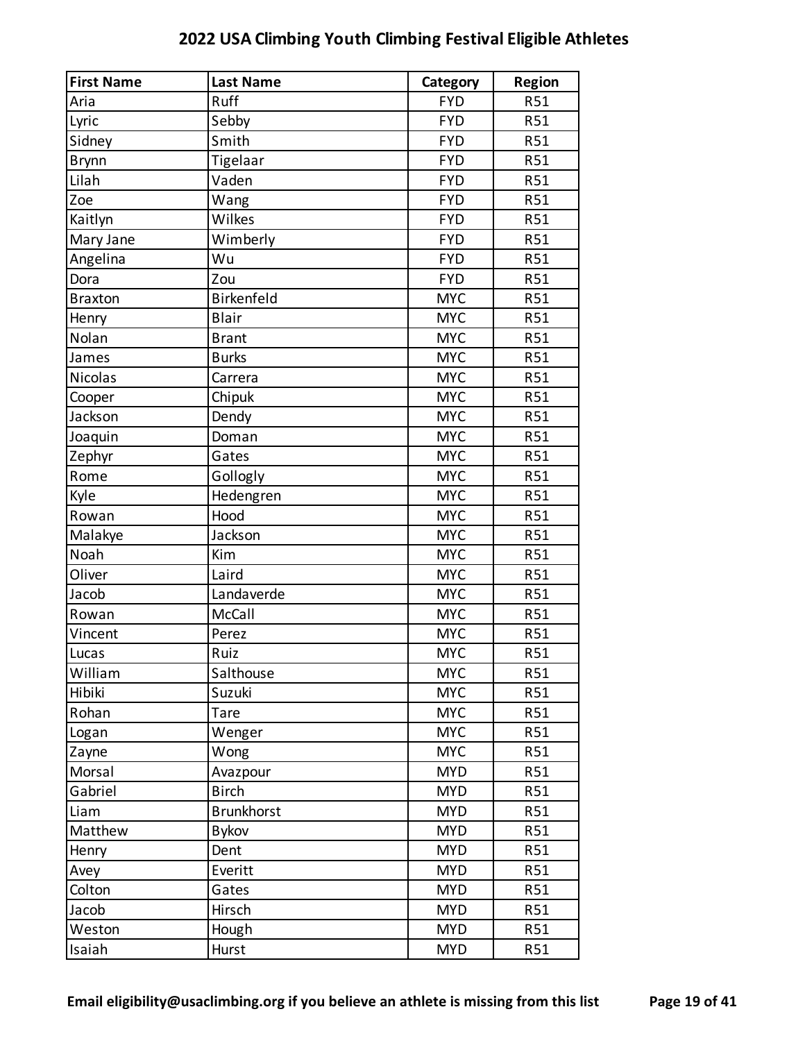# 2022 USA Climbing Youth Climbing Festival Eligible Athletes

| First Name | Last Name | Category | Region |
|---|---|---|---|
| Aria | Ruff | FYD | R51 |
| Lyric | Sebby | FYD | R51 |
| Sidney | Smith | FYD | R51 |
| Brynn | Tigelaar | FYD | R51 |
| Lilah | Vaden | FYD | R51 |
| Zoe | Wang | FYD | R51 |
| Kaitlyn | Wilkes | FYD | R51 |
| Mary Jane | Wimberly | FYD | R51 |
| Angelina | Wu | FYD | R51 |
| Dora | Zou | FYD | R51 |
| Braxton | Birkenfeld | MYC | R51 |
| Henry | Blair | MYC | R51 |
| Nolan | Brant | MYC | R51 |
| James | Burks | MYC | R51 |
| Nicolas | Carrera | MYC | R51 |
| Cooper | Chipuk | MYC | R51 |
| Jackson | Dendy | MYC | R51 |
| Joaquin | Doman | MYC | R51 |
| Zephyr | Gates | MYC | R51 |
| Rome | Gollogly | MYC | R51 |
| Kyle | Hedengren | MYC | R51 |
| Rowan | Hood | MYC | R51 |
| Malakye | Jackson | MYC | R51 |
| Noah | Kim | MYC | R51 |
| Oliver | Laird | MYC | R51 |
| Jacob | Landaverde | MYC | R51 |
| Rowan | McCall | MYC | R51 |
| Vincent | Perez | MYC | R51 |
| Lucas | Ruiz | MYC | R51 |
| William | Salthouse | MYC | R51 |
| Hibiki | Suzuki | MYC | R51 |
| Rohan | Tare | MYC | R51 |
| Logan | Wenger | MYC | R51 |
| Zayne | Wong | MYC | R51 |
| Morsal | Avazpour | MYD | R51 |
| Gabriel | Birch | MYD | R51 |
| Liam | Brunkhorst | MYD | R51 |
| Matthew | Bykov | MYD | R51 |
| Henry | Dent | MYD | R51 |
| Avey | Everitt | MYD | R51 |
| Colton | Gates | MYD | R51 |
| Jacob | Hirsch | MYD | R51 |
| Weston | Hough | MYD | R51 |
| Isaiah | Hurst | MYD | R51 |

**Email eligibility@usaclimbing.org if you believe an athlete is missing from this list**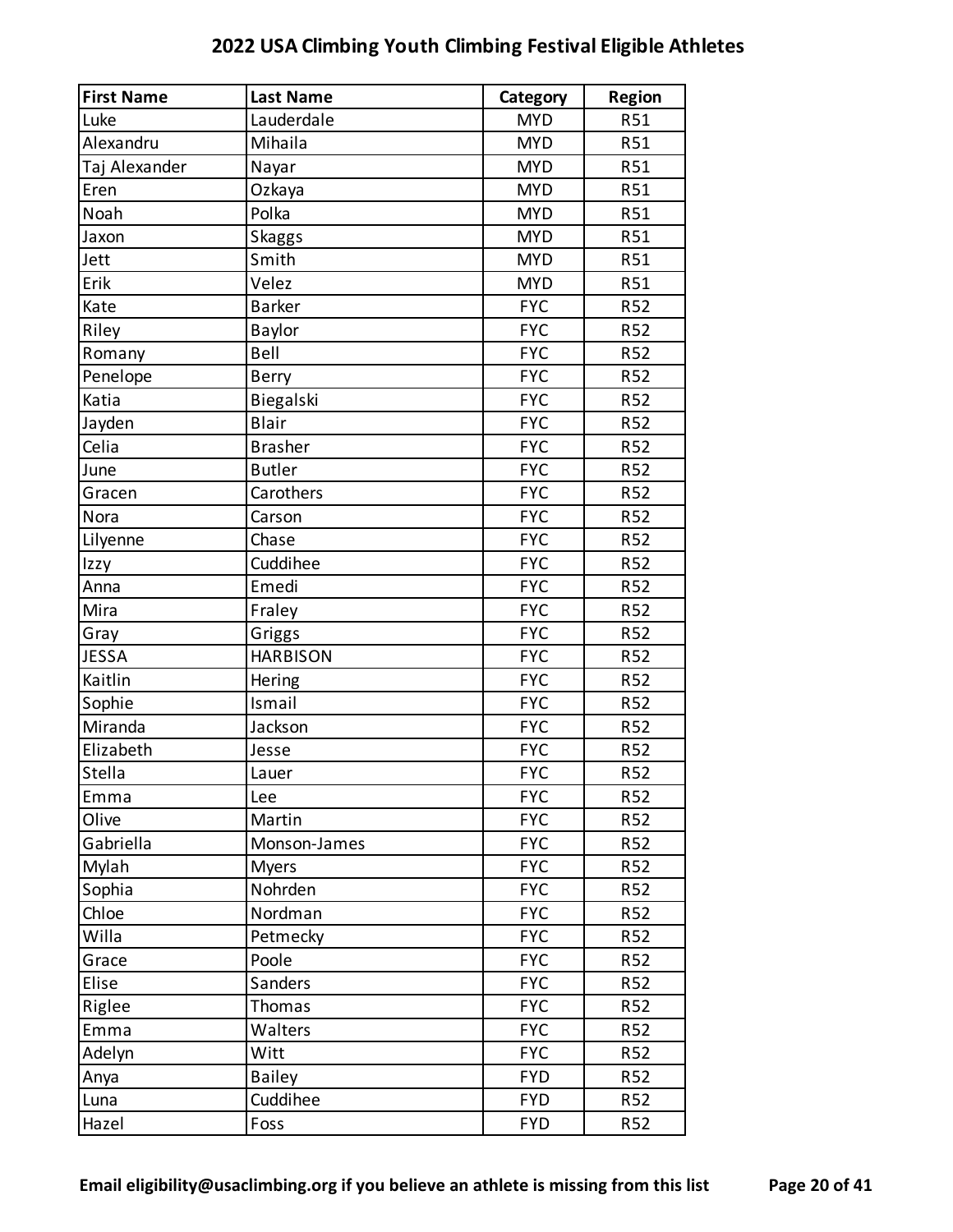# 2022 USA Climbing Youth Climbing Festival Eligible Athletes

| First Name | Last Name | Category | Region |
|---|---|---|---|
| Luke | Lauderdale | MYD | R51 |
| Alexandru | Mihaila | MYD | R51 |
| Taj Alexander | Nayar | MYD | R51 |
| Eren | Ozkaya | MYD | R51 |
| Noah | Polka | MYD | R51 |
| Jaxon | Skaggs | MYD | R51 |
| Jett | Smith | MYD | R51 |
| Erik | Velez | MYD | R51 |
| Kate | Barker | FYC | R52 |
| Riley | Baylor | FYC | R52 |
| Romany | Bell | FYC | R52 |
| Penelope | Berry | FYC | R52 |
| Katia | Biegalski | FYC | R52 |
| Jayden | Blair | FYC | R52 |
| Celia | Brasher | FYC | R52 |
| June | Butler | FYC | R52 |
| Gracen | Carothers | FYC | R52 |
| Nora | Carson | FYC | R52 |
| Lilyenne | Chase | FYC | R52 |
| Izzy | Cuddihee | FYC | R52 |
| Anna | Emedi | FYC | R52 |
| Mira | Fraley | FYC | R52 |
| Gray | Griggs | FYC | R52 |
| JESSA | HARBISON | FYC | R52 |
| Kaitlin | Hering | FYC | R52 |
| Sophie | Ismail | FYC | R52 |
| Miranda | Jackson | FYC | R52 |
| Elizabeth | Jesse | FYC | R52 |
| Stella | Lauer | FYC | R52 |
| Emma | Lee | FYC | R52 |
| Olive | Martin | FYC | R52 |
| Gabriella | Monson-James | FYC | R52 |
| Mylah | Myers | FYC | R52 |
| Sophia | Nohrden | FYC | R52 |
| Chloe | Nordman | FYC | R52 |
| Willa | Petmecky | FYC | R52 |
| Grace | Poole | FYC | R52 |
| Elise | Sanders | FYC | R52 |
| Riglee | Thomas | FYC | R52 |
| Emma | Walters | FYC | R52 |
| Adelyn | Witt | FYC | R52 |
| Anya | Bailey | FYD | R52 |
| Luna | Cuddihee | FYD | R52 |
| Hazel | Foss | FYD | R52 |

**Email eligibility@usaclimbing.org if you believe an athlete is missing from this list**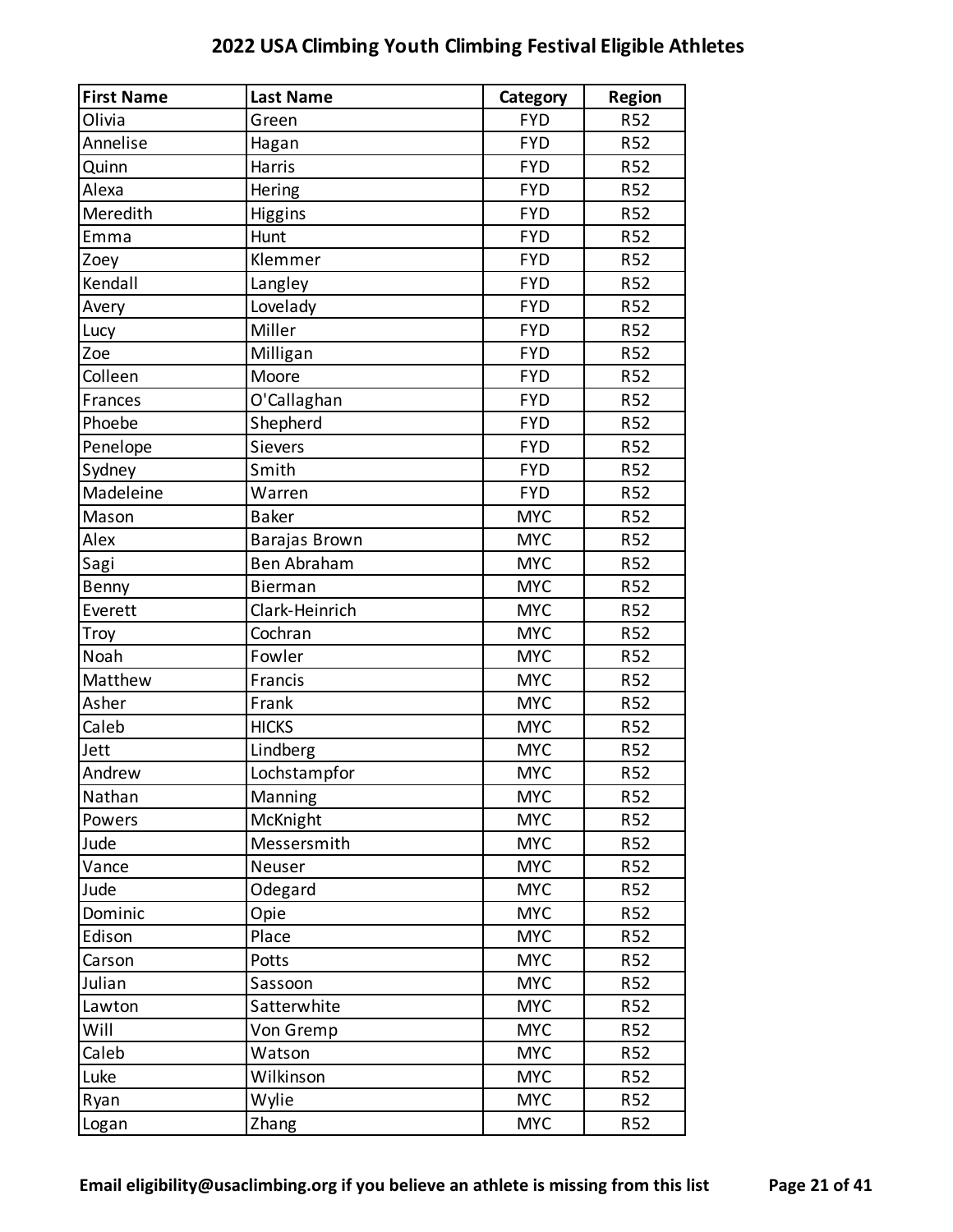# 2022 USA Climbing Youth Climbing Festival Eligible Athletes

| First Name | Last Name | Category | Region |
|---|---|---|---|
| Olivia | Green | FYD | R52 |
| Annelise | Hagan | FYD | R52 |
| Quinn | Harris | FYD | R52 |
| Alexa | Hering | FYD | R52 |
| Meredith | Higgins | FYD | R52 |
| Emma | Hunt | FYD | R52 |
| Zoey | Klemmer | FYD | R52 |
| Kendall | Langley | FYD | R52 |
| Avery | Lovelady | FYD | R52 |
| Lucy | Miller | FYD | R52 |
| Zoe | Milligan | FYD | R52 |
| Colleen | Moore | FYD | R52 |
| Frances | O'Callaghan | FYD | R52 |
| Phoebe | Shepherd | FYD | R52 |
| Penelope | Sievers | FYD | R52 |
| Sydney | Smith | FYD | R52 |
| Madeleine | Warren | FYD | R52 |
| Mason | Baker | MYC | R52 |
| Alex | Barajas Brown | MYC | R52 |
| Sagi | Ben Abraham | MYC | R52 |
| Benny | Bierman | MYC | R52 |
| Everett | Clark-Heinrich | MYC | R52 |
| Troy | Cochran | MYC | R52 |
| Noah | Fowler | MYC | R52 |
| Matthew | Francis | MYC | R52 |
| Asher | Frank | MYC | R52 |
| Caleb | HICKS | MYC | R52 |
| Jett | Lindberg | MYC | R52 |
| Andrew | Lochstampfor | MYC | R52 |
| Nathan | Manning | MYC | R52 |
| Powers | McKnight | MYC | R52 |
| Jude | Messersmith | MYC | R52 |
| Vance | Neuser | MYC | R52 |
| Jude | Odegard | MYC | R52 |
| Dominic | Opie | MYC | R52 |
| Edison | Place | MYC | R52 |
| Carson | Potts | MYC | R52 |
| Julian | Sassoon | MYC | R52 |
| Lawton | Satterwhite | MYC | R52 |
| Will | Von Gremp | MYC | R52 |
| Caleb | Watson | MYC | R52 |
| Luke | Wilkinson | MYC | R52 |
| Ryan | Wylie | MYC | R52 |
| Logan | Zhang | MYC | R52 |

**Email eligibility@usaclimbing.org if you believe an athlete is missing from this list**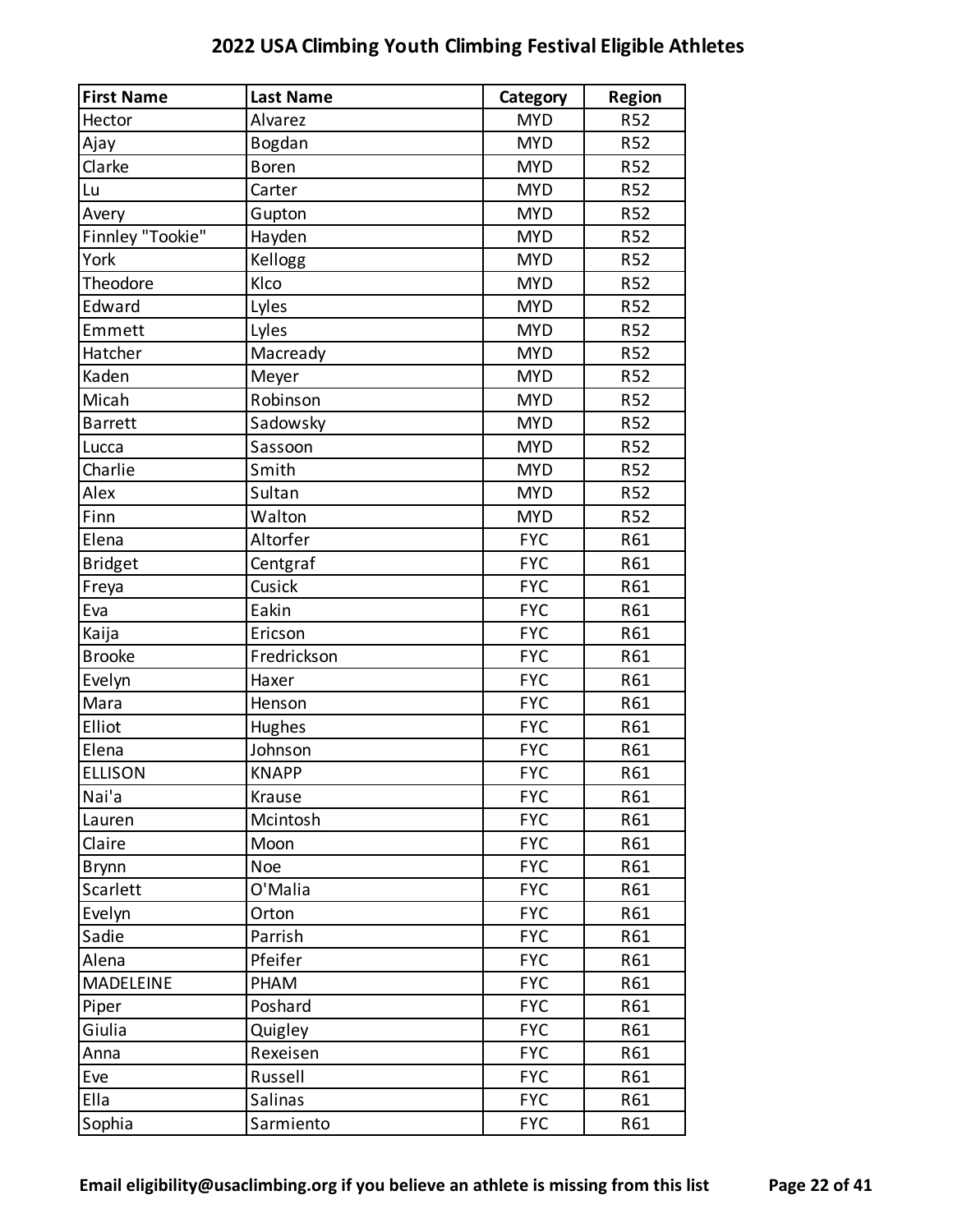# 2022 USA Climbing Youth Climbing Festival Eligible Athletes

| First Name | Last Name | Category | Region |
|---|---|---|---|
| Hector | Alvarez | MYD | R52 |
| Ajay | Bogdan | MYD | R52 |
| Clarke | Boren | MYD | R52 |
| Lu | Carter | MYD | R52 |
| Avery | Gupton | MYD | R52 |
| Finnley "Tookie" | Hayden | MYD | R52 |
| York | Kellogg | MYD | R52 |
| Theodore | Klco | MYD | R52 |
| Edward | Lyles | MYD | R52 |
| Emmett | Lyles | MYD | R52 |
| Hatcher | Macready | MYD | R52 |
| Kaden | Meyer | MYD | R52 |
| Micah | Robinson | MYD | R52 |
| Barrett | Sadowsky | MYD | R52 |
| Lucca | Sassoon | MYD | R52 |
| Charlie | Smith | MYD | R52 |
| Alex | Sultan | MYD | R52 |
| Finn | Walton | MYD | R52 |
| Elena | Altorfer | FYC | R61 |
| Bridget | Centgraf | FYC | R61 |
| Freya | Cusick | FYC | R61 |
| Eva | Eakin | FYC | R61 |
| Kaija | Ericson | FYC | R61 |
| Brooke | Fredrickson | FYC | R61 |
| Evelyn | Haxer | FYC | R61 |
| Mara | Henson | FYC | R61 |
| Elliot | Hughes | FYC | R61 |
| Elena | Johnson | FYC | R61 |
| ELLISON | KNAPP | FYC | R61 |
| Nai'a | Krause | FYC | R61 |
| Lauren | Mcintosh | FYC | R61 |
| Claire | Moon | FYC | R61 |
| Brynn | Noe | FYC | R61 |
| Scarlett | O'Malia | FYC | R61 |
| Evelyn | Orton | FYC | R61 |
| Sadie | Parrish | FYC | R61 |
| Alena | Pfeifer | FYC | R61 |
| MADELEINE | PHAM | FYC | R61 |
| Piper | Poshard | FYC | R61 |
| Giulia | Quigley | FYC | R61 |
| Anna | Rexeisen | FYC | R61 |
| Eve | Russell | FYC | R61 |
| Ella | Salinas | FYC | R61 |
| Sophia | Sarmiento | FYC | R61 |

**Email eligibility@usaclimbing.org if you believe an athlete is missing from this list**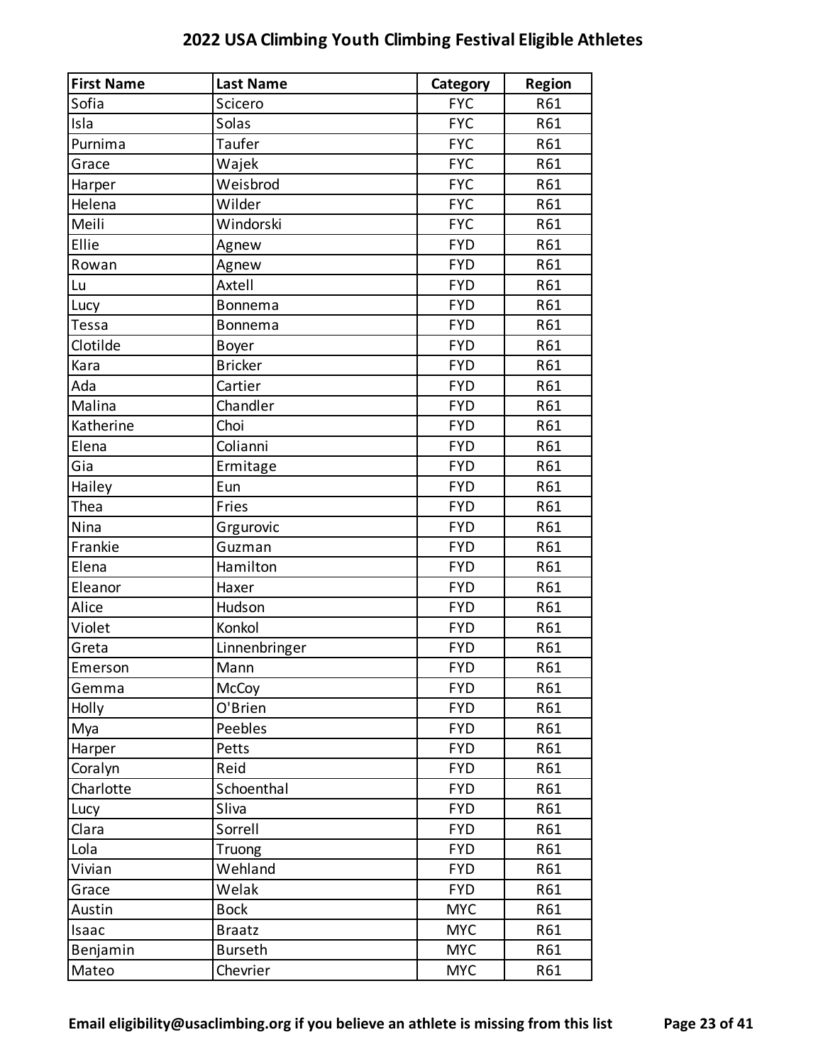# 2022 USA Climbing Youth Climbing Festival Eligible Athletes

| First Name | Last Name | Category | Region |
|---|---|---|---|
| Sofia | Scicero | FYC | R61 |
| Isla | Solas | FYC | R61 |
| Purnima | Taufer | FYC | R61 |
| Grace | Wajek | FYC | R61 |
| Harper | Weisbrod | FYC | R61 |
| Helena | Wilder | FYC | R61 |
| Meili | Windorski | FYC | R61 |
| Ellie | Agnew | FYD | R61 |
| Rowan | Agnew | FYD | R61 |
| Lu | Axtell | FYD | R61 |
| Lucy | Bonnema | FYD | R61 |
| Tessa | Bonnema | FYD | R61 |
| Clotilde | Boyer | FYD | R61 |
| Kara | Bricker | FYD | R61 |
| Ada | Cartier | FYD | R61 |
| Malina | Chandler | FYD | R61 |
| Katherine | Choi | FYD | R61 |
| Elena | Colianni | FYD | R61 |
| Gia | Ermitage | FYD | R61 |
| Hailey | Eun | FYD | R61 |
| Thea | Fries | FYD | R61 |
| Nina | Grgurovic | FYD | R61 |
| Frankie | Guzman | FYD | R61 |
| Elena | Hamilton | FYD | R61 |
| Eleanor | Haxer | FYD | R61 |
| Alice | Hudson | FYD | R61 |
| Violet | Konkol | FYD | R61 |
| Greta | Linnenbringer | FYD | R61 |
| Emerson | Mann | FYD | R61 |
| Gemma | McCoy | FYD | R61 |
| Holly | O'Brien | FYD | R61 |
| Mya | Peebles | FYD | R61 |
| Harper | Petts | FYD | R61 |
| Coralyn | Reid | FYD | R61 |
| Charlotte | Schoenthal | FYD | R61 |
| Lucy | Sliva | FYD | R61 |
| Clara | Sorrell | FYD | R61 |
| Lola | Truong | FYD | R61 |
| Vivian | Wehland | FYD | R61 |
| Grace | Welak | FYD | R61 |
| Austin | Bock | MYC | R61 |
| Isaac | Braatz | MYC | R61 |
| Benjamin | Burseth | MYC | R61 |
| Mateo | Chevrier | MYC | R61 |

**Email eligibility@usaclimbing.org if you believe an athlete is missing from this list**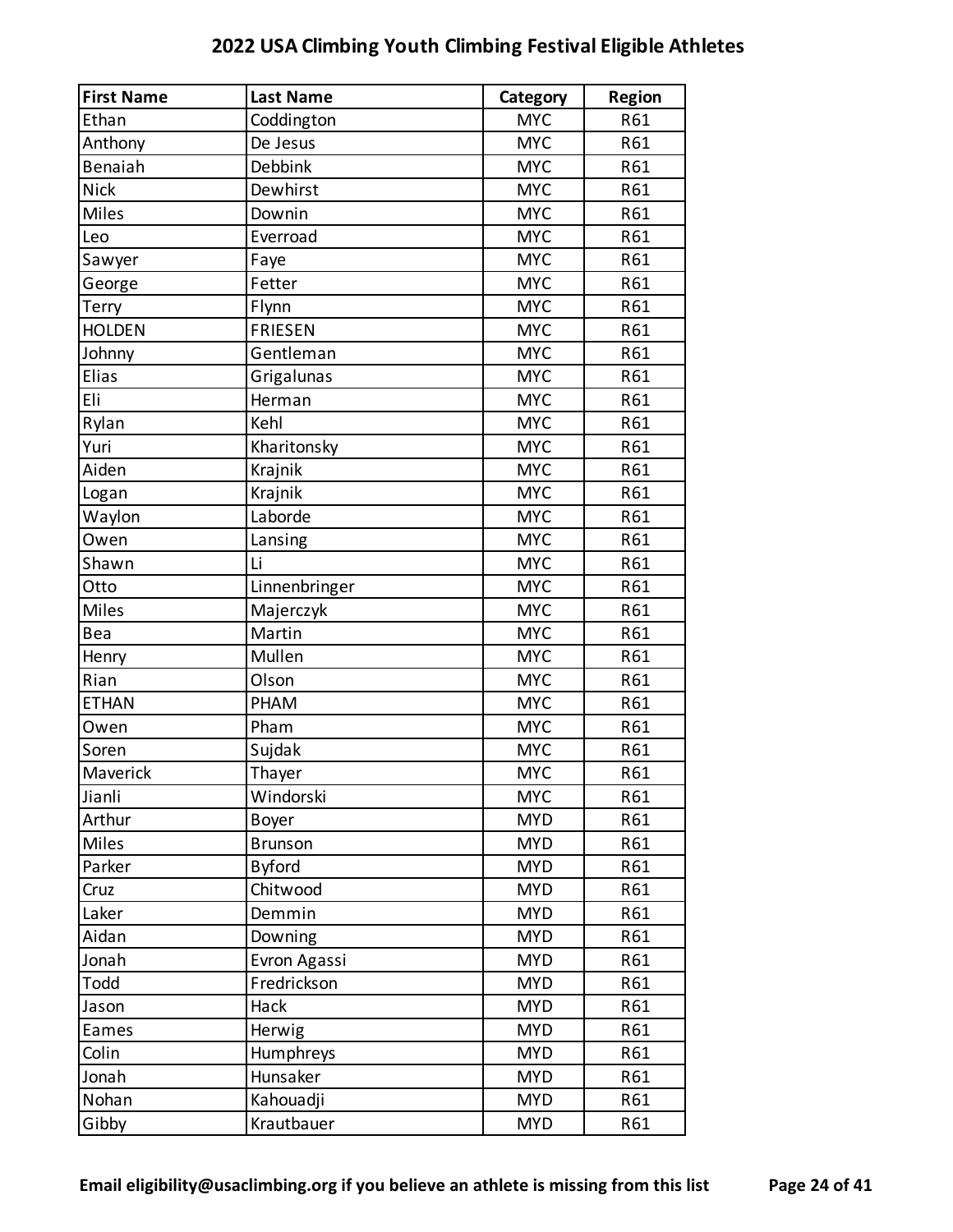## 2022 USA Climbing Youth Climbing Festival Eligible Athletes

| First Name | Last Name | Category | Region |
|---|---|---|---|
| Ethan | Coddington | MYC | R61 |
| Anthony | De Jesus | MYC | R61 |
| Benaiah | Debbink | MYC | R61 |
| Nick | Dewhirst | MYC | R61 |
| Miles | Downin | MYC | R61 |
| Leo | Everroad | MYC | R61 |
| Sawyer | Faye | MYC | R61 |
| George | Fetter | MYC | R61 |
| Terry | Flynn | MYC | R61 |
| HOLDEN | FRIESEN | MYC | R61 |
| Johnny | Gentleman | MYC | R61 |
| Elias | Grigalunas | MYC | R61 |
| Eli | Herman | MYC | R61 |
| Rylan | Kehl | MYC | R61 |
| Yuri | Kharitonsky | MYC | R61 |
| Aiden | Krajnik | MYC | R61 |
| Logan | Krajnik | MYC | R61 |
| Waylon | Laborde | MYC | R61 |
| Owen | Lansing | MYC | R61 |
| Shawn | Li | MYC | R61 |
| Otto | Linnenbringer | MYC | R61 |
| Miles | Majerczyk | MYC | R61 |
| Bea | Martin | MYC | R61 |
| Henry | Mullen | MYC | R61 |
| Rian | Olson | MYC | R61 |
| ETHAN | PHAM | MYC | R61 |
| Owen | Pham | MYC | R61 |
| Soren | Sujdak | MYC | R61 |
| Maverick | Thayer | MYC | R61 |
| Jianli | Windorski | MYC | R61 |
| Arthur | Boyer | MYD | R61 |
| Miles | Brunson | MYD | R61 |
| Parker | Byford | MYD | R61 |
| Cruz | Chitwood | MYD | R61 |
| Laker | Demmin | MYD | R61 |
| Aidan | Downing | MYD | R61 |
| Jonah | Evron Agassi | MYD | R61 |
| Todd | Fredrickson | MYD | R61 |
| Jason | Hack | MYD | R61 |
| Eames | Herwig | MYD | R61 |
| Colin | Humphreys | MYD | R61 |
| Jonah | Hunsaker | MYD | R61 |
| Nohan | Kahouadji | MYD | R61 |
| Gibby | Krautbauer | MYD | R61 |

**Email eligibility@usaclimbing.org if you believe an athlete is missing from this list**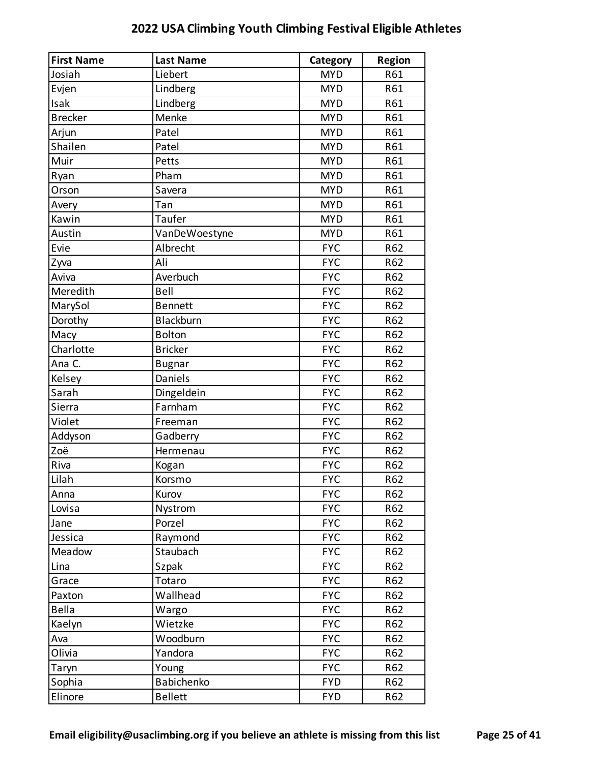# 2022 USA Climbing Youth Climbing Festival Eligible Athletes

| First Name | Last Name | Category | Region |
|---|---|---|---|
| Josiah | Liebert | MYD | R61 |
| Evjen | Lindberg | MYD | R61 |
| Isak | Lindberg | MYD | R61 |
| Brecker | Menke | MYD | R61 |
| Arjun | Patel | MYD | R61 |
| Shailen | Patel | MYD | R61 |
| Muir | Petts | MYD | R61 |
| Ryan | Pham | MYD | R61 |
| Orson | Savera | MYD | R61 |
| Avery | Tan | MYD | R61 |
| Kawin | Taufer | MYD | R61 |
| Austin | VanDeWoestyne | MYD | R61 |
| Evie | Albrecht | FYC | R62 |
| Zyva | Ali | FYC | R62 |
| Aviva | Averbuch | FYC | R62 |
| Meredith | Bell | FYC | R62 |
| MarySol | Bennett | FYC | R62 |
| Dorothy | Blackburn | FYC | R62 |
| Macy | Bolton | FYC | R62 |
| Charlotte | Bricker | FYC | R62 |
| Ana C. | Bugnar | FYC | R62 |
| Kelsey | Daniels | FYC | R62 |
| Sarah | Dingeldein | FYC | R62 |
| Sierra | Farnham | FYC | R62 |
| Violet | Freeman | FYC | R62 |
| Addyson | Gadberry | FYC | R62 |
| Zoë | Hermenau | FYC | R62 |
| Riva | Kogan | FYC | R62 |
| Lilah | Korsmo | FYC | R62 |
| Anna | Kurov | FYC | R62 |
| Lovisa | Nystrom | FYC | R62 |
| Jane | Porzel | FYC | R62 |
| Jessica | Raymond | FYC | R62 |
| Meadow | Staubach | FYC | R62 |
| Lina | Szpak | FYC | R62 |
| Grace | Totaro | FYC | R62 |
| Paxton | Wallhead | FYC | R62 |
| Bella | Wargo | FYC | R62 |
| Kaelyn | Wietzke | FYC | R62 |
| Ava | Woodburn | FYC | R62 |
| Olivia | Yandora | FYC | R62 |
| Taryn | Young | FYC | R62 |
| Sophia | Babichenko | FYD | R62 |
| Elinore | Bellett | FYD | R62 |

**Email eligibility@usaclimbing.org if you believe an athlete is missing from this list**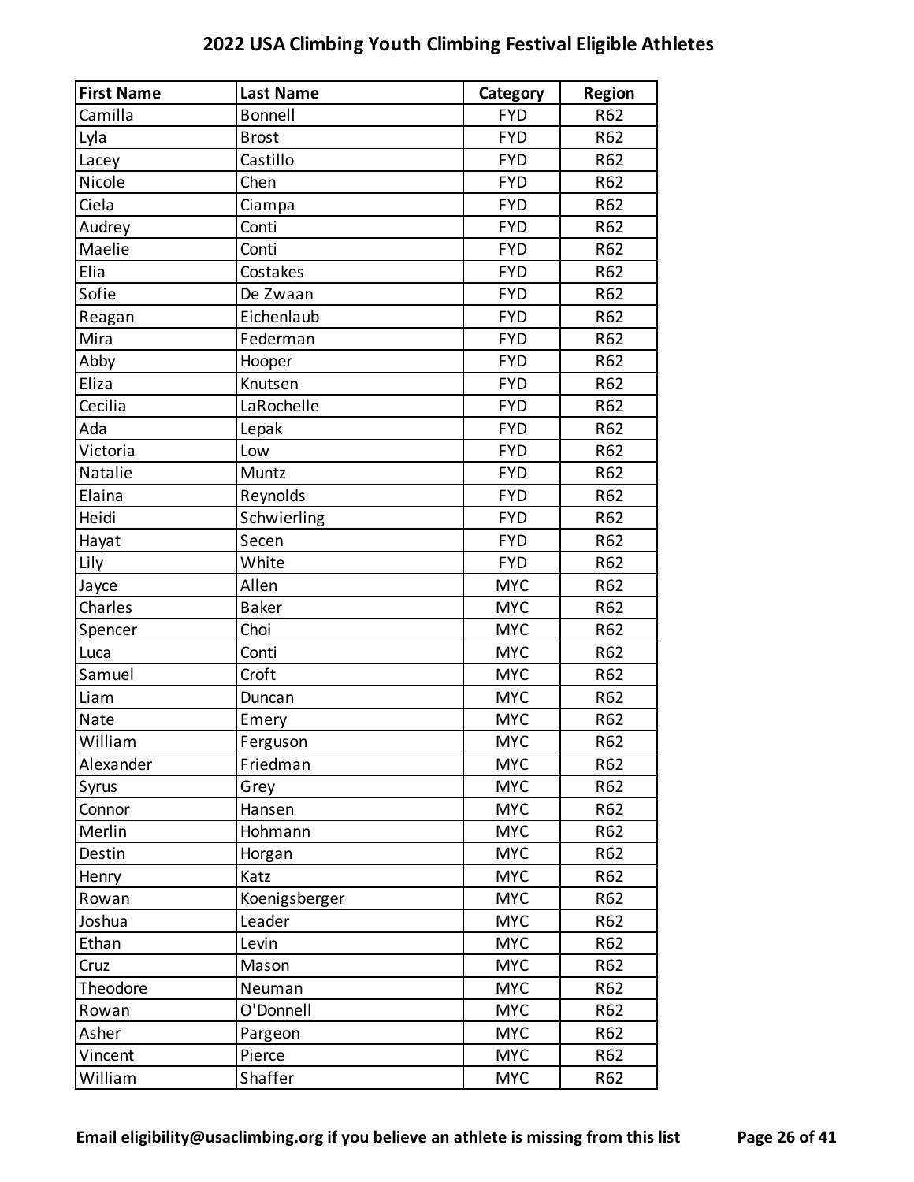## 2022 USA Climbing Youth Climbing Festival Eligible Athletes

| First Name | Last Name | Category | Region |
|---|---|---|---|
| Camilla | Bonnell | FYD | R62 |
| Lyla | Brost | FYD | R62 |
| Lacey | Castillo | FYD | R62 |
| Nicole | Chen | FYD | R62 |
| Ciela | Ciampa | FYD | R62 |
| Audrey | Conti | FYD | R62 |
| Maelie | Conti | FYD | R62 |
| Elia | Costakes | FYD | R62 |
| Sofie | De Zwaan | FYD | R62 |
| Reagan | Eichenlaub | FYD | R62 |
| Mira | Federman | FYD | R62 |
| Abby | Hooper | FYD | R62 |
| Eliza | Knutsen | FYD | R62 |
| Cecilia | LaRochelle | FYD | R62 |
| Ada | Lepak | FYD | R62 |
| Victoria | Low | FYD | R62 |
| Natalie | Muntz | FYD | R62 |
| Elaina | Reynolds | FYD | R62 |
| Heidi | Schwierling | FYD | R62 |
| Hayat | Secen | FYD | R62 |
| Lily | White | FYD | R62 |
| Jayce | Allen | MYC | R62 |
| Charles | Baker | MYC | R62 |
| Spencer | Choi | MYC | R62 |
| Luca | Conti | MYC | R62 |
| Samuel | Croft | MYC | R62 |
| Liam | Duncan | MYC | R62 |
| Nate | Emery | MYC | R62 |
| William | Ferguson | MYC | R62 |
| Alexander | Friedman | MYC | R62 |
| Syrus | Grey | MYC | R62 |
| Connor | Hansen | MYC | R62 |
| Merlin | Hohmann | MYC | R62 |
| Destin | Horgan | MYC | R62 |
| Henry | Katz | MYC | R62 |
| Rowan | Koenigsberger | MYC | R62 |
| Joshua | Leader | MYC | R62 |
| Ethan | Levin | MYC | R62 |
| Cruz | Mason | MYC | R62 |
| Theodore | Neuman | MYC | R62 |
| Rowan | O'Donnell | MYC | R62 |
| Asher | Pargeon | MYC | R62 |
| Vincent | Pierce | MYC | R62 |
| William | Shaffer | MYC | R62 |

**Email eligibility@usaclimbing.org if you believe an athlete is missing from this list**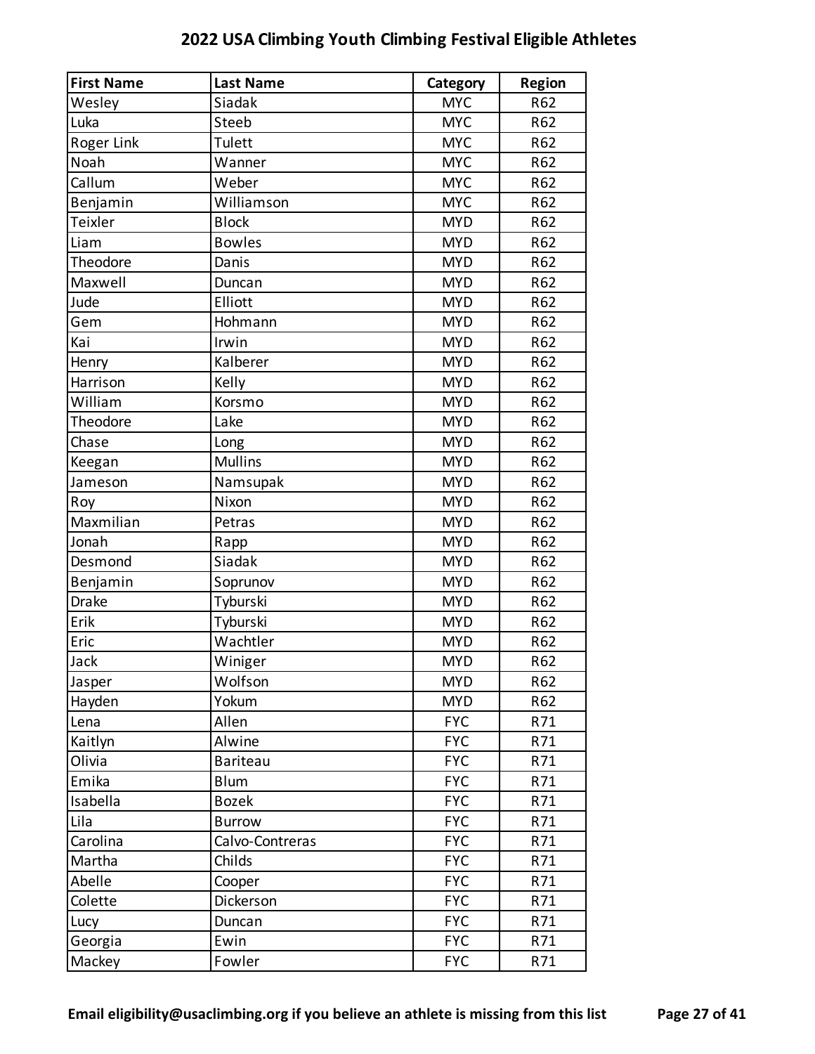# 2022 USA Climbing Youth Climbing Festival Eligible Athletes

| First Name | Last Name | Category | Region |
|---|---|---|---|
| Wesley | Siadak | MYC | R62 |
| Luka | Steeb | MYC | R62 |
| Roger Link | Tulett | MYC | R62 |
| Noah | Wanner | MYC | R62 |
| Callum | Weber | MYC | R62 |
| Benjamin | Williamson | MYC | R62 |
| Teixler | Block | MYD | R62 |
| Liam | Bowles | MYD | R62 |
| Theodore | Danis | MYD | R62 |
| Maxwell | Duncan | MYD | R62 |
| Jude | Elliott | MYD | R62 |
| Gem | Hohmann | MYD | R62 |
| Kai | Irwin | MYD | R62 |
| Henry | Kalberer | MYD | R62 |
| Harrison | Kelly | MYD | R62 |
| William | Korsmo | MYD | R62 |
| Theodore | Lake | MYD | R62 |
| Chase | Long | MYD | R62 |
| Keegan | Mullins | MYD | R62 |
| Jameson | Namsupak | MYD | R62 |
| Roy | Nixon | MYD | R62 |
| Maxmilian | Petras | MYD | R62 |
| Jonah | Rapp | MYD | R62 |
| Desmond | Siadak | MYD | R62 |
| Benjamin | Soprunov | MYD | R62 |
| Drake | Tyburski | MYD | R62 |
| Erik | Tyburski | MYD | R62 |
| Eric | Wachtler | MYD | R62 |
| Jack | Winiger | MYD | R62 |
| Jasper | Wolfson | MYD | R62 |
| Hayden | Yokum | MYD | R62 |
| Lena | Allen | FYC | R71 |
| Kaitlyn | Alwine | FYC | R71 |
| Olivia | Bariteau | FYC | R71 |
| Emika | Blum | FYC | R71 |
| Isabella | Bozek | FYC | R71 |
| Lila | Burrow | FYC | R71 |
| Carolina | Calvo-Contreras | FYC | R71 |
| Martha | Childs | FYC | R71 |
| Abelle | Cooper | FYC | R71 |
| Colette | Dickerson | FYC | R71 |
| Lucy | Duncan | FYC | R71 |
| Georgia | Ewin | FYC | R71 |
| Mackey | Fowler | FYC | R71 |

**Email eligibility@usaclimbing.org if you believe an athlete is missing from this list**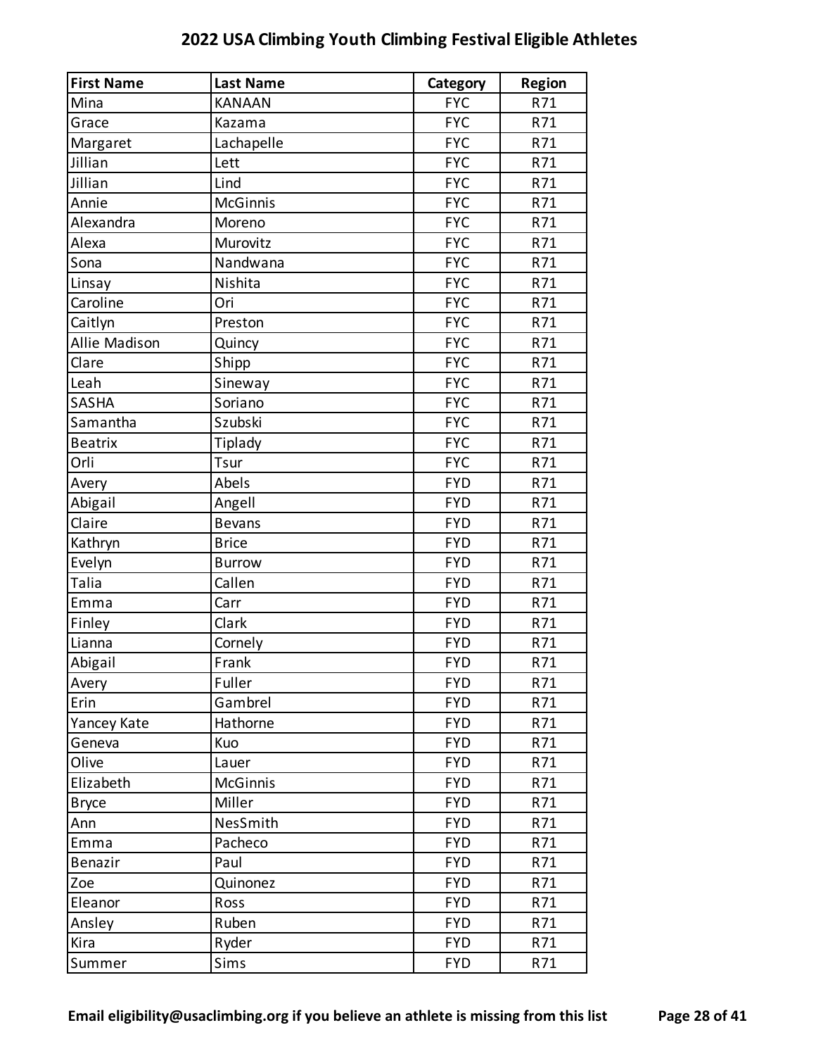# 2022 USA Climbing Youth Climbing Festival Eligible Athletes

| First Name | Last Name | Category | Region |
|---|---|---|---|
| Mina | KANAAN | FYC | R71 |
| Grace | Kazama | FYC | R71 |
| Margaret | Lachapelle | FYC | R71 |
| Jillian | Lett | FYC | R71 |
| Jillian | Lind | FYC | R71 |
| Annie | McGinnis | FYC | R71 |
| Alexandra | Moreno | FYC | R71 |
| Alexa | Murovitz | FYC | R71 |
| Sona | Nandwana | FYC | R71 |
| Linsay | Nishita | FYC | R71 |
| Caroline | Ori | FYC | R71 |
| Caitlyn | Preston | FYC | R71 |
| Allie Madison | Quincy | FYC | R71 |
| Clare | Shipp | FYC | R71 |
| Leah | Sineway | FYC | R71 |
| SASHA | Soriano | FYC | R71 |
| Samantha | Szubski | FYC | R71 |
| Beatrix | Tiplady | FYC | R71 |
| Orli | Tsur | FYC | R71 |
| Avery | Abels | FYD | R71 |
| Abigail | Angell | FYD | R71 |
| Claire | Bevans | FYD | R71 |
| Kathryn | Brice | FYD | R71 |
| Evelyn | Burrow | FYD | R71 |
| Talia | Callen | FYD | R71 |
| Emma | Carr | FYD | R71 |
| Finley | Clark | FYD | R71 |
| Lianna | Cornely | FYD | R71 |
| Abigail | Frank | FYD | R71 |
| Avery | Fuller | FYD | R71 |
| Erin | Gambrel | FYD | R71 |
| Yancey Kate | Hathorne | FYD | R71 |
| Geneva | Kuo | FYD | R71 |
| Olive | Lauer | FYD | R71 |
| Elizabeth | McGinnis | FYD | R71 |
| Bryce | Miller | FYD | R71 |
| Ann | NesSmith | FYD | R71 |
| Emma | Pacheco | FYD | R71 |
| Benazir | Paul | FYD | R71 |
| Zoe | Quinonez | FYD | R71 |
| Eleanor | Ross | FYD | R71 |
| Ansley | Ruben | FYD | R71 |
| Kira | Ryder | FYD | R71 |
| Summer | Sims | FYD | R71 |

**Email eligibility@usaclimbing.org if you believe an athlete is missing from this list**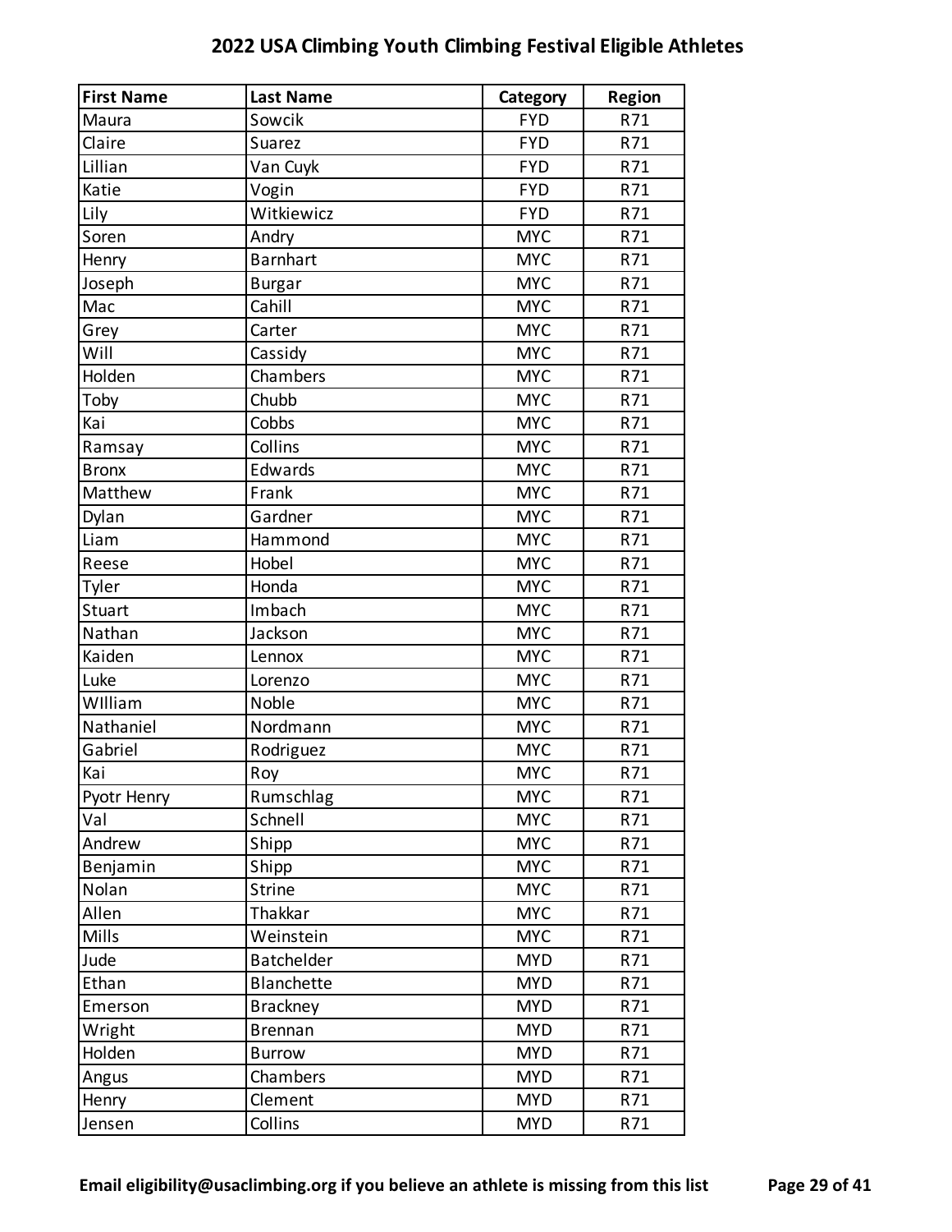# 2022 USA Climbing Youth Climbing Festival Eligible Athletes

| First Name | Last Name | Category | Region |
|---|---|---|---|
| Maura | Sowcik | FYD | R71 |
| Claire | Suarez | FYD | R71 |
| Lillian | Van Cuyk | FYD | R71 |
| Katie | Vogin | FYD | R71 |
| Lily | Witkiewicz | FYD | R71 |
| Soren | Andry | MYC | R71 |
| Henry | Barnhart | MYC | R71 |
| Joseph | Burgar | MYC | R71 |
| Mac | Cahill | MYC | R71 |
| Grey | Carter | MYC | R71 |
| Will | Cassidy | MYC | R71 |
| Holden | Chambers | MYC | R71 |
| Toby | Chubb | MYC | R71 |
| Kai | Cobbs | MYC | R71 |
| Ramsay | Collins | MYC | R71 |
| Bronx | Edwards | MYC | R71 |
| Matthew | Frank | MYC | R71 |
| Dylan | Gardner | MYC | R71 |
| Liam | Hammond | MYC | R71 |
| Reese | Hobel | MYC | R71 |
| Tyler | Honda | MYC | R71 |
| Stuart | Imbach | MYC | R71 |
| Nathan | Jackson | MYC | R71 |
| Kaiden | Lennox | MYC | R71 |
| Luke | Lorenzo | MYC | R71 |
| WIlliam | Noble | MYC | R71 |
| Nathaniel | Nordmann | MYC | R71 |
| Gabriel | Rodriguez | MYC | R71 |
| Kai | Roy | MYC | R71 |
| Pyotr Henry | Rumschlag | MYC | R71 |
| Val | Schnell | MYC | R71 |
| Andrew | Shipp | MYC | R71 |
| Benjamin | Shipp | MYC | R71 |
| Nolan | Strine | MYC | R71 |
| Allen | Thakkar | MYC | R71 |
| Mills | Weinstein | MYC | R71 |
| Jude | Batchelder | MYD | R71 |
| Ethan | Blanchette | MYD | R71 |
| Emerson | Brackney | MYD | R71 |
| Wright | Brennan | MYD | R71 |
| Holden | Burrow | MYD | R71 |
| Angus | Chambers | MYD | R71 |
| Henry | Clement | MYD | R71 |
| Jensen | Collins | MYD | R71 |

**Email eligibility@usaclimbing.org if you believe an athlete is missing from this list**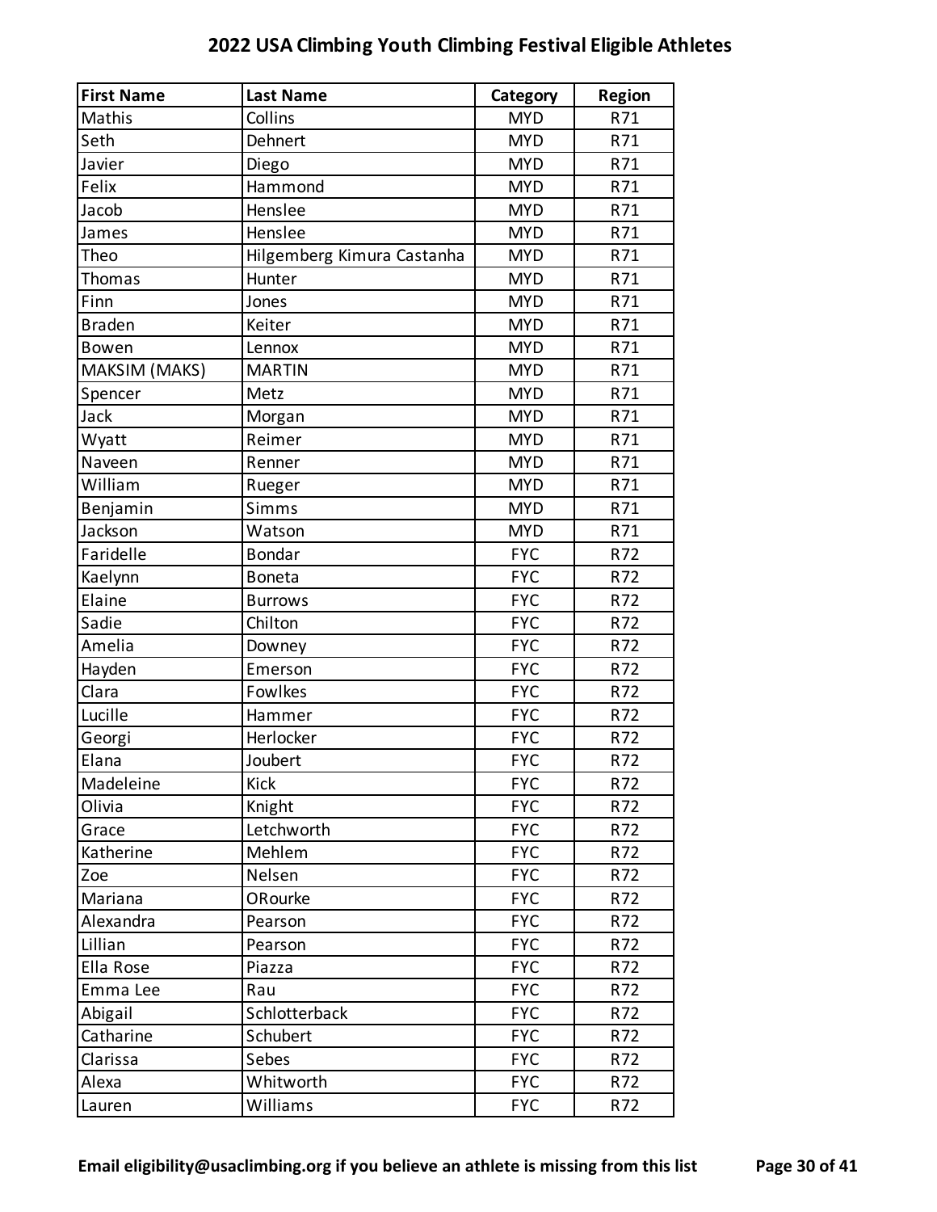# 2022 USA Climbing Youth Climbing Festival Eligible Athletes

| First Name | Last Name | Category | Region |
|---|---|---|---|
| Mathis | Collins | MYD | R71 |
| Seth | Dehnert | MYD | R71 |
| Javier | Diego | MYD | R71 |
| Felix | Hammond | MYD | R71 |
| Jacob | Henslee | MYD | R71 |
| James | Henslee | MYD | R71 |
| Theo | Hilgemberg Kimura Castanha | MYD | R71 |
| Thomas | Hunter | MYD | R71 |
| Finn | Jones | MYD | R71 |
| Braden | Keiter | MYD | R71 |
| Bowen | Lennox | MYD | R71 |
| MAKSIM (MAKS) | MARTIN | MYD | R71 |
| Spencer | Metz | MYD | R71 |
| Jack | Morgan | MYD | R71 |
| Wyatt | Reimer | MYD | R71 |
| Naveen | Renner | MYD | R71 |
| William | Rueger | MYD | R71 |
| Benjamin | Simms | MYD | R71 |
| Jackson | Watson | MYD | R71 |
| Faridelle | Bondar | FYC | R72 |
| Kaelynn | Boneta | FYC | R72 |
| Elaine | Burrows | FYC | R72 |
| Sadie | Chilton | FYC | R72 |
| Amelia | Downey | FYC | R72 |
| Hayden | Emerson | FYC | R72 |
| Clara | Fowlkes | FYC | R72 |
| Lucille | Hammer | FYC | R72 |
| Georgi | Herlocker | FYC | R72 |
| Elana | Joubert | FYC | R72 |
| Madeleine | Kick | FYC | R72 |
| Olivia | Knight | FYC | R72 |
| Grace | Letchworth | FYC | R72 |
| Katherine | Mehlem | FYC | R72 |
| Zoe | Nelsen | FYC | R72 |
| Mariana | ORourke | FYC | R72 |
| Alexandra | Pearson | FYC | R72 |
| Lillian | Pearson | FYC | R72 |
| Ella Rose | Piazza | FYC | R72 |
| Emma Lee | Rau | FYC | R72 |
| Abigail | Schlotterback | FYC | R72 |
| Catharine | Schubert | FYC | R72 |
| Clarissa | Sebes | FYC | R72 |
| Alexa | Whitworth | FYC | R72 |
| Lauren | Williams | FYC | R72 |

**Email eligibility@usaclimbing.org if you believe an athlete is missing from this list**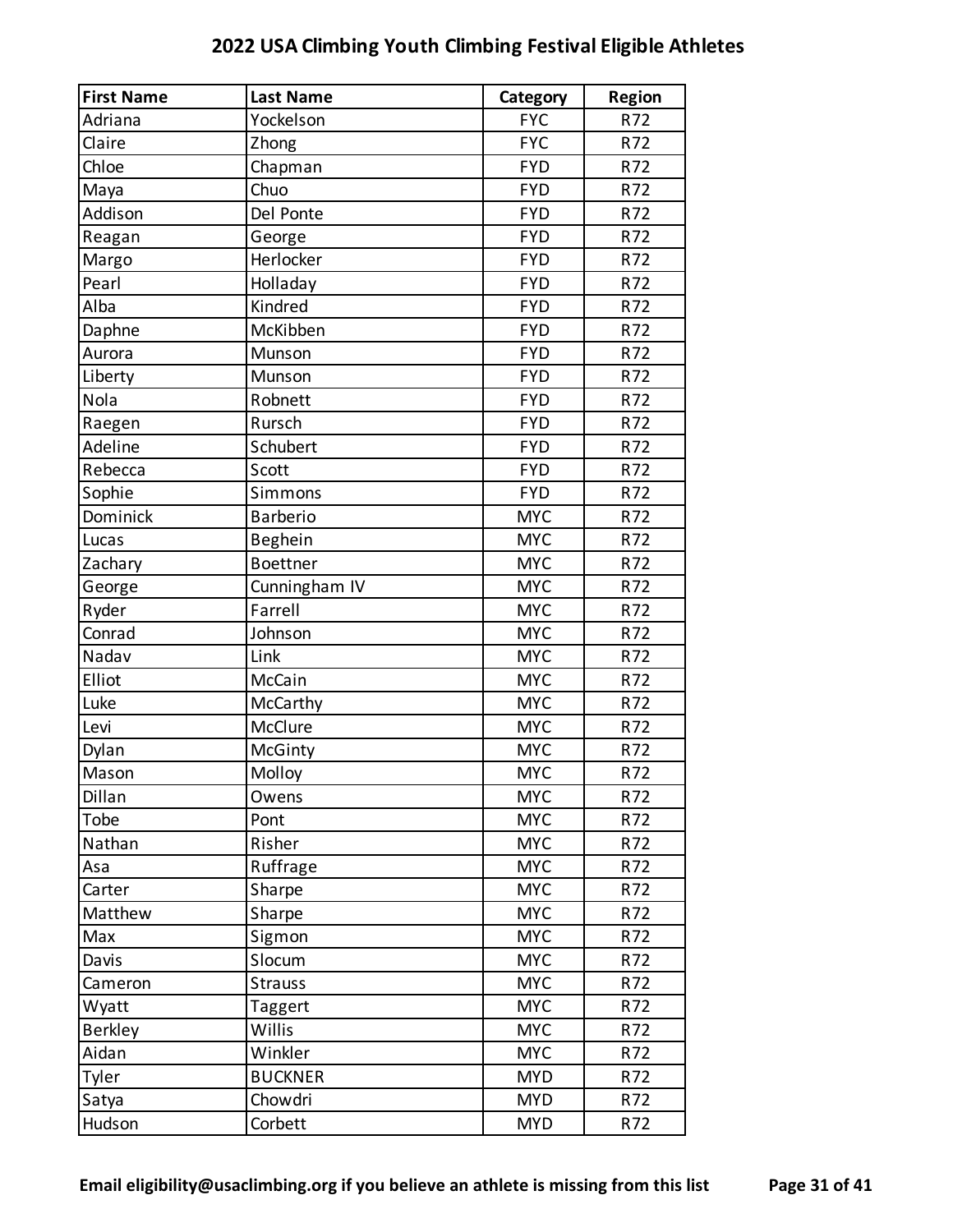# 2022 USA Climbing Youth Climbing Festival Eligible Athletes

| First Name | Last Name | Category | Region |
|---|---|---|---|
| Adriana | Yockelson | FYC | R72 |
| Claire | Zhong | FYC | R72 |
| Chloe | Chapman | FYD | R72 |
| Maya | Chuo | FYD | R72 |
| Addison | Del Ponte | FYD | R72 |
| Reagan | George | FYD | R72 |
| Margo | Herlocker | FYD | R72 |
| Pearl | Holladay | FYD | R72 |
| Alba | Kindred | FYD | R72 |
| Daphne | McKibben | FYD | R72 |
| Aurora | Munson | FYD | R72 |
| Liberty | Munson | FYD | R72 |
| Nola | Robnett | FYD | R72 |
| Raegen | Rursch | FYD | R72 |
| Adeline | Schubert | FYD | R72 |
| Rebecca | Scott | FYD | R72 |
| Sophie | Simmons | FYD | R72 |
| Dominick | Barberio | MYC | R72 |
| Lucas | Beghein | MYC | R72 |
| Zachary | Boettner | MYC | R72 |
| George | Cunningham IV | MYC | R72 |
| Ryder | Farrell | MYC | R72 |
| Conrad | Johnson | MYC | R72 |
| Nadav | Link | MYC | R72 |
| Elliot | McCain | MYC | R72 |
| Luke | McCarthy | MYC | R72 |
| Levi | McClure | MYC | R72 |
| Dylan | McGinty | MYC | R72 |
| Mason | Molloy | MYC | R72 |
| Dillan | Owens | MYC | R72 |
| Tobe | Pont | MYC | R72 |
| Nathan | Risher | MYC | R72 |
| Asa | Ruffrage | MYC | R72 |
| Carter | Sharpe | MYC | R72 |
| Matthew | Sharpe | MYC | R72 |
| Max | Sigmon | MYC | R72 |
| Davis | Slocum | MYC | R72 |
| Cameron | Strauss | MYC | R72 |
| Wyatt | Taggert | MYC | R72 |
| Berkley | Willis | MYC | R72 |
| Aidan | Winkler | MYC | R72 |
| Tyler | BUCKNER | MYD | R72 |
| Satya | Chowdri | MYD | R72 |
| Hudson | Corbett | MYD | R72 |

**Email eligibility@usaclimbing.org if you believe an athlete is missing from this list**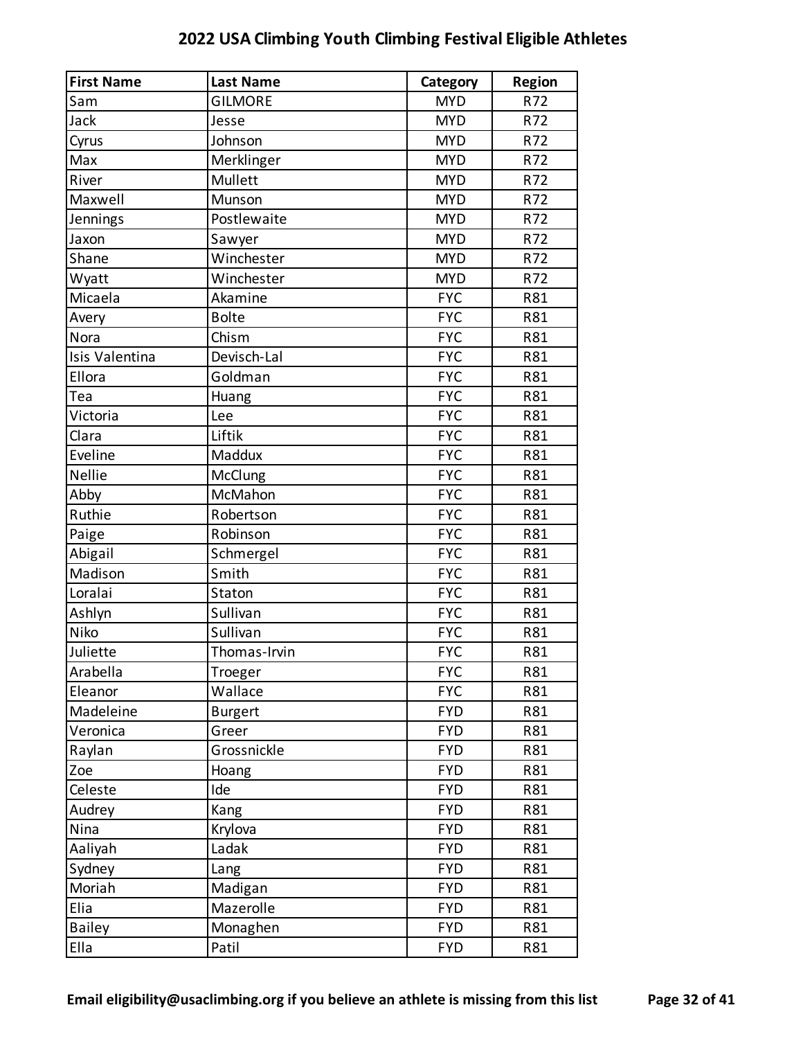# 2022 USA Climbing Youth Climbing Festival Eligible Athletes

| First Name | Last Name | Category | Region |
|---|---|---|---|
| Sam | GILMORE | MYD | R72 |
| Jack | Jesse | MYD | R72 |
| Cyrus | Johnson | MYD | R72 |
| Max | Merklinger | MYD | R72 |
| River | Mullett | MYD | R72 |
| Maxwell | Munson | MYD | R72 |
| Jennings | Postlewaite | MYD | R72 |
| Jaxon | Sawyer | MYD | R72 |
| Shane | Winchester | MYD | R72 |
| Wyatt | Winchester | MYD | R72 |
| Micaela | Akamine | FYC | R81 |
| Avery | Bolte | FYC | R81 |
| Nora | Chism | FYC | R81 |
| Isis Valentina | Devisch-Lal | FYC | R81 |
| Ellora | Goldman | FYC | R81 |
| Tea | Huang | FYC | R81 |
| Victoria | Lee | FYC | R81 |
| Clara | Liftik | FYC | R81 |
| Eveline | Maddux | FYC | R81 |
| Nellie | McClung | FYC | R81 |
| Abby | McMahon | FYC | R81 |
| Ruthie | Robertson | FYC | R81 |
| Paige | Robinson | FYC | R81 |
| Abigail | Schmergel | FYC | R81 |
| Madison | Smith | FYC | R81 |
| Loralai | Staton | FYC | R81 |
| Ashlyn | Sullivan | FYC | R81 |
| Niko | Sullivan | FYC | R81 |
| Juliette | Thomas-Irvin | FYC | R81 |
| Arabella | Troeger | FYC | R81 |
| Eleanor | Wallace | FYC | R81 |
| Madeleine | Burgert | FYD | R81 |
| Veronica | Greer | FYD | R81 |
| Raylan | Grossnickle | FYD | R81 |
| Zoe | Hoang | FYD | R81 |
| Celeste | Ide | FYD | R81 |
| Audrey | Kang | FYD | R81 |
| Nina | Krylova | FYD | R81 |
| Aaliyah | Ladak | FYD | R81 |
| Sydney | Lang | FYD | R81 |
| Moriah | Madigan | FYD | R81 |
| Elia | Mazerolle | FYD | R81 |
| Bailey | Monaghen | FYD | R81 |
| Ella | Patil | FYD | R81 |

**Email eligibility@usaclimbing.org if you believe an athlete is missing from this list**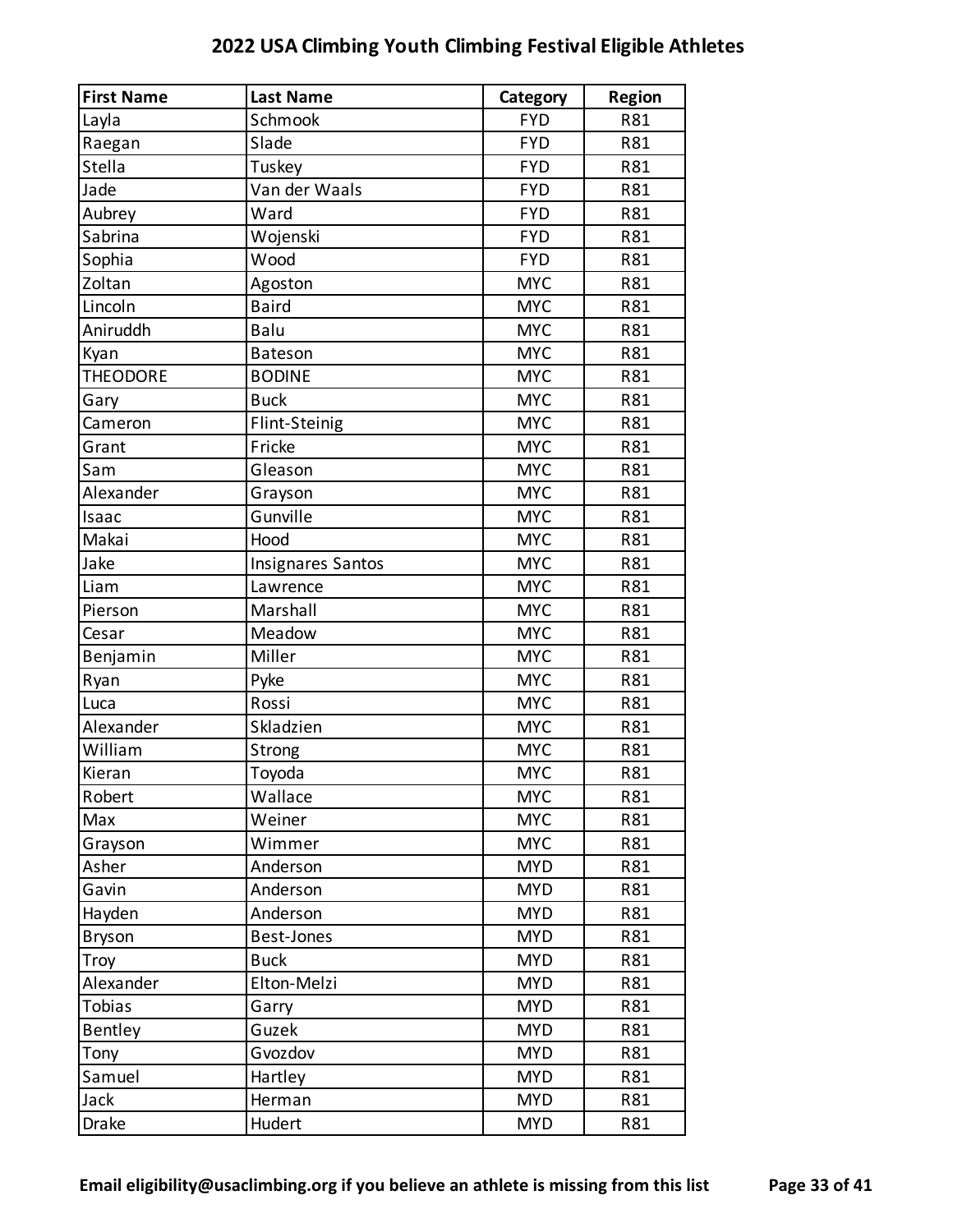# 2022 USA Climbing Youth Climbing Festival Eligible Athletes

| First Name | Last Name | Category | Region |
|---|---|---|---|
| Layla | Schmook | FYD | R81 |
| Raegan | Slade | FYD | R81 |
| Stella | Tuskey | FYD | R81 |
| Jade | Van der Waals | FYD | R81 |
| Aubrey | Ward | FYD | R81 |
| Sabrina | Wojenski | FYD | R81 |
| Sophia | Wood | FYD | R81 |
| Zoltan | Agoston | MYC | R81 |
| Lincoln | Baird | MYC | R81 |
| Aniruddh | Balu | MYC | R81 |
| Kyan | Bateson | MYC | R81 |
| THEODORE | BODINE | MYC | R81 |
| Gary | Buck | MYC | R81 |
| Cameron | Flint-Steinig | MYC | R81 |
| Grant | Fricke | MYC | R81 |
| Sam | Gleason | MYC | R81 |
| Alexander | Grayson | MYC | R81 |
| Isaac | Gunville | MYC | R81 |
| Makai | Hood | MYC | R81 |
| Jake | Insignares Santos | MYC | R81 |
| Liam | Lawrence | MYC | R81 |
| Pierson | Marshall | MYC | R81 |
| Cesar | Meadow | MYC | R81 |
| Benjamin | Miller | MYC | R81 |
| Ryan | Pyke | MYC | R81 |
| Luca | Rossi | MYC | R81 |
| Alexander | Skladzien | MYC | R81 |
| William | Strong | MYC | R81 |
| Kieran | Toyoda | MYC | R81 |
| Robert | Wallace | MYC | R81 |
| Max | Weiner | MYC | R81 |
| Grayson | Wimmer | MYC | R81 |
| Asher | Anderson | MYD | R81 |
| Gavin | Anderson | MYD | R81 |
| Hayden | Anderson | MYD | R81 |
| Bryson | Best-Jones | MYD | R81 |
| Troy | Buck | MYD | R81 |
| Alexander | Elton-Melzi | MYD | R81 |
| Tobias | Garry | MYD | R81 |
| Bentley | Guzek | MYD | R81 |
| Tony | Gvozdov | MYD | R81 |
| Samuel | Hartley | MYD | R81 |
| Jack | Herman | MYD | R81 |
| Drake | Hudert | MYD | R81 |

**Email eligibility@usaclimbing.org if you believe an athlete is missing from this list**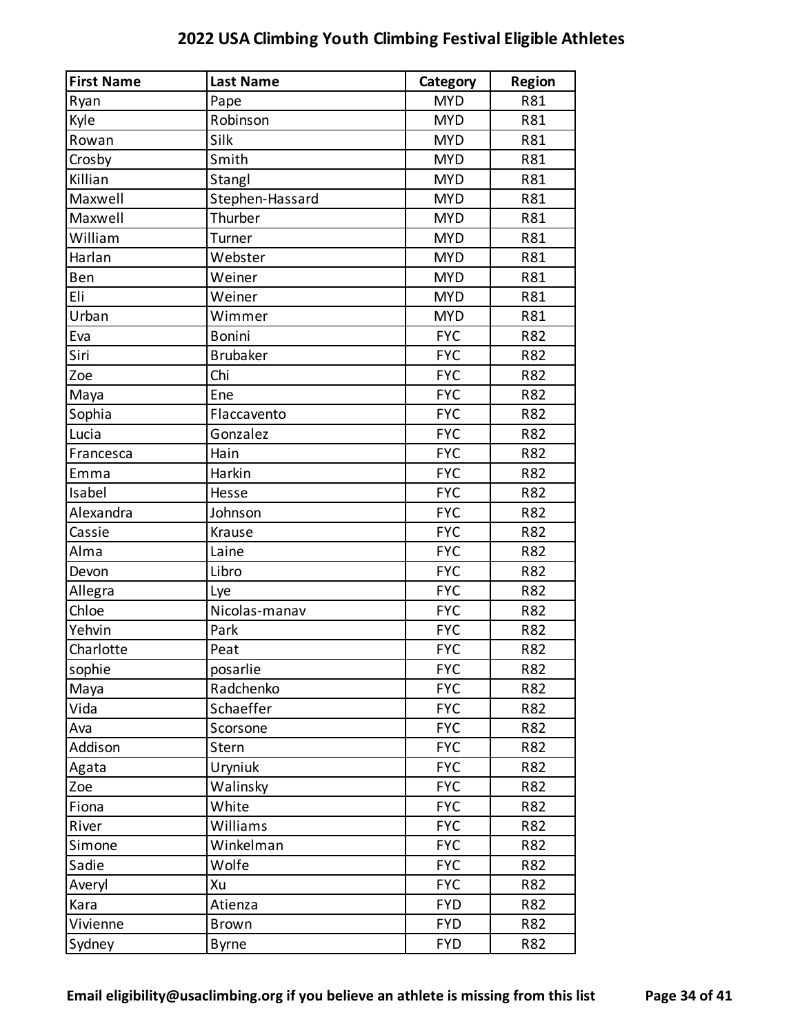# 2022 USA Climbing Youth Climbing Festival Eligible Athletes

| First Name | Last Name | Category | Region |
|---|---|---|---|
| Ryan | Pape | MYD | R81 |
| Kyle | Robinson | MYD | R81 |
| Rowan | Silk | MYD | R81 |
| Crosby | Smith | MYD | R81 |
| Killian | Stangl | MYD | R81 |
| Maxwell | Stephen-Hassard | MYD | R81 |
| Maxwell | Thurber | MYD | R81 |
| William | Turner | MYD | R81 |
| Harlan | Webster | MYD | R81 |
| Ben | Weiner | MYD | R81 |
| Eli | Weiner | MYD | R81 |
| Urban | Wimmer | MYD | R81 |
| Eva | Bonini | FYC | R82 |
| Siri | Brubaker | FYC | R82 |
| Zoe | Chi | FYC | R82 |
| Maya | Ene | FYC | R82 |
| Sophia | Flaccavento | FYC | R82 |
| Lucia | Gonzalez | FYC | R82 |
| Francesca | Hain | FYC | R82 |
| Emma | Harkin | FYC | R82 |
| Isabel | Hesse | FYC | R82 |
| Alexandra | Johnson | FYC | R82 |
| Cassie | Krause | FYC | R82 |
| Alma | Laine | FYC | R82 |
| Devon | Libro | FYC | R82 |
| Allegra | Lye | FYC | R82 |
| Chloe | Nicolas-manav | FYC | R82 |
| Yehvin | Park | FYC | R82 |
| Charlotte | Peat | FYC | R82 |
| sophie | posarlie | FYC | R82 |
| Maya | Radchenko | FYC | R82 |
| Vida | Schaeffer | FYC | R82 |
| Ava | Scorsone | FYC | R82 |
| Addison | Stern | FYC | R82 |
| Agata | Uryniuk | FYC | R82 |
| Zoe | Walinsky | FYC | R82 |
| Fiona | White | FYC | R82 |
| River | Williams | FYC | R82 |
| Simone | Winkelman | FYC | R82 |
| Sadie | Wolfe | FYC | R82 |
| Averyl | Xu | FYC | R82 |
| Kara | Atienza | FYD | R82 |
| Vivienne | Brown | FYD | R82 |
| Sydney | Byrne | FYD | R82 |

**Email eligibility@usaclimbing.org if you believe an athlete is missing from this list**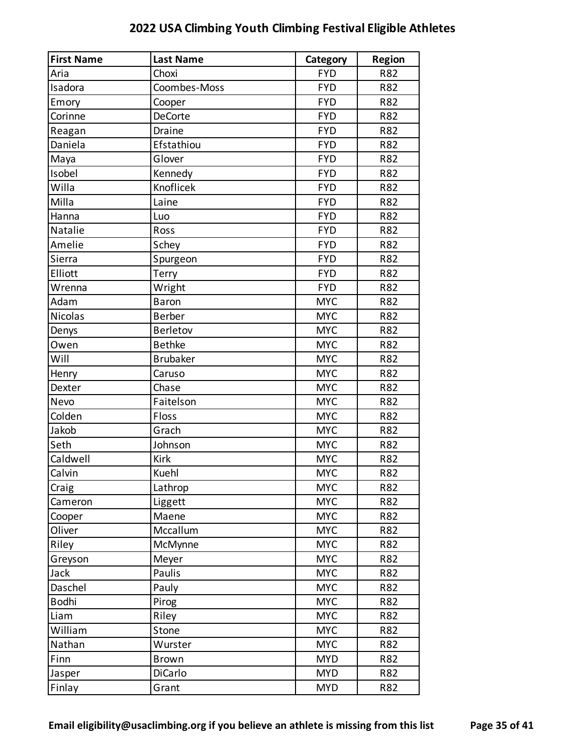# 2022 USA Climbing Youth Climbing Festival Eligible Athletes

| First Name | Last Name | Category | Region |
|---|---|---|---|
| Aria | Choxi | FYD | R82 |
| Isadora | Coombes-Moss | FYD | R82 |
| Emory | Cooper | FYD | R82 |
| Corinne | DeCorte | FYD | R82 |
| Reagan | Draine | FYD | R82 |
| Daniela | Efstathiou | FYD | R82 |
| Maya | Glover | FYD | R82 |
| Isobel | Kennedy | FYD | R82 |
| Willa | Knoflicek | FYD | R82 |
| Milla | Laine | FYD | R82 |
| Hanna | Luo | FYD | R82 |
| Natalie | Ross | FYD | R82 |
| Amelie | Schey | FYD | R82 |
| Sierra | Spurgeon | FYD | R82 |
| Elliott | Terry | FYD | R82 |
| Wrenna | Wright | FYD | R82 |
| Adam | Baron | MYC | R82 |
| Nicolas | Berber | MYC | R82 |
| Denys | Berletov | MYC | R82 |
| Owen | Bethke | MYC | R82 |
| Will | Brubaker | MYC | R82 |
| Henry | Caruso | MYC | R82 |
| Dexter | Chase | MYC | R82 |
| Nevo | Faitelson | MYC | R82 |
| Colden | Floss | MYC | R82 |
| Jakob | Grach | MYC | R82 |
| Seth | Johnson | MYC | R82 |
| Caldwell | Kirk | MYC | R82 |
| Calvin | Kuehl | MYC | R82 |
| Craig | Lathrop | MYC | R82 |
| Cameron | Liggett | MYC | R82 |
| Cooper | Maene | MYC | R82 |
| Oliver | Mccallum | MYC | R82 |
| Riley | McMynne | MYC | R82 |
| Greyson | Meyer | MYC | R82 |
| Jack | Paulis | MYC | R82 |
| Daschel | Pauly | MYC | R82 |
| Bodhi | Pirog | MYC | R82 |
| Liam | Riley | MYC | R82 |
| William | Stone | MYC | R82 |
| Nathan | Wurster | MYC | R82 |
| Finn | Brown | MYD | R82 |
| Jasper | DiCarlo | MYD | R82 |
| Finlay | Grant | MYD | R82 |

**Email eligibility@usaclimbing.org if you believe an athlete is missing from this list**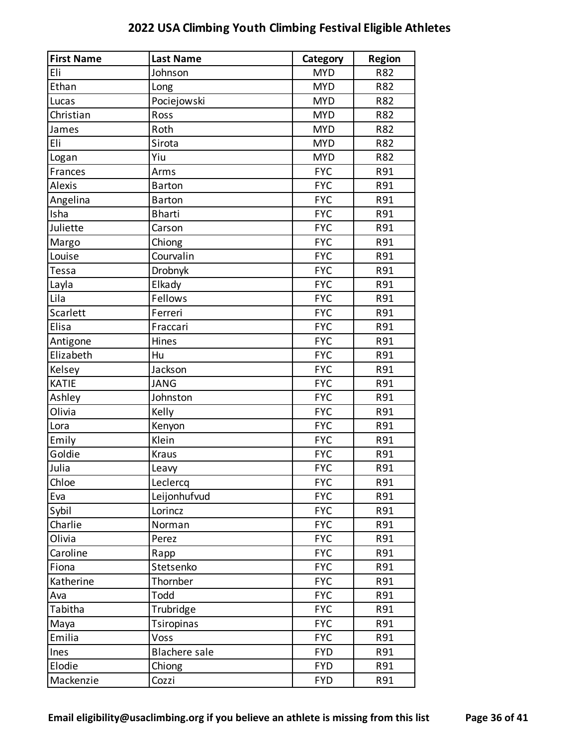# 2022 USA Climbing Youth Climbing Festival Eligible Athletes

| First Name | Last Name | Category | Region |
|---|---|---|---|
| Eli | Johnson | MYD | R82 |
| Ethan | Long | MYD | R82 |
| Lucas | Pociejowski | MYD | R82 |
| Christian | Ross | MYD | R82 |
| James | Roth | MYD | R82 |
| Eli | Sirota | MYD | R82 |
| Logan | Yiu | MYD | R82 |
| Frances | Arms | FYC | R91 |
| Alexis | Barton | FYC | R91 |
| Angelina | Barton | FYC | R91 |
| Isha | Bharti | FYC | R91 |
| Juliette | Carson | FYC | R91 |
| Margo | Chiong | FYC | R91 |
| Louise | Courvalin | FYC | R91 |
| Tessa | Drobnyk | FYC | R91 |
| Layla | Elkady | FYC | R91 |
| Lila | Fellows | FYC | R91 |
| Scarlett | Ferreri | FYC | R91 |
| Elisa | Fraccari | FYC | R91 |
| Antigone | Hines | FYC | R91 |
| Elizabeth | Hu | FYC | R91 |
| Kelsey | Jackson | FYC | R91 |
| KATIE | JANG | FYC | R91 |
| Ashley | Johnston | FYC | R91 |
| Olivia | Kelly | FYC | R91 |
| Lora | Kenyon | FYC | R91 |
| Emily | Klein | FYC | R91 |
| Goldie | Kraus | FYC | R91 |
| Julia | Leavy | FYC | R91 |
| Chloe | Leclercq | FYC | R91 |
| Eva | Leijonhufvud | FYC | R91 |
| Sybil | Lorincz | FYC | R91 |
| Charlie | Norman | FYC | R91 |
| Olivia | Perez | FYC | R91 |
| Caroline | Rapp | FYC | R91 |
| Fiona | Stetsenko | FYC | R91 |
| Katherine | Thornber | FYC | R91 |
| Ava | Todd | FYC | R91 |
| Tabitha | Trubridge | FYC | R91 |
| Maya | Tsiropinas | FYC | R91 |
| Emilia | Voss | FYC | R91 |
| Ines | Blachere sale | FYD | R91 |
| Elodie | Chiong | FYD | R91 |
| Mackenzie | Cozzi | FYD | R91 |

**Email eligibility@usaclimbing.org if you believe an athlete is missing from this list**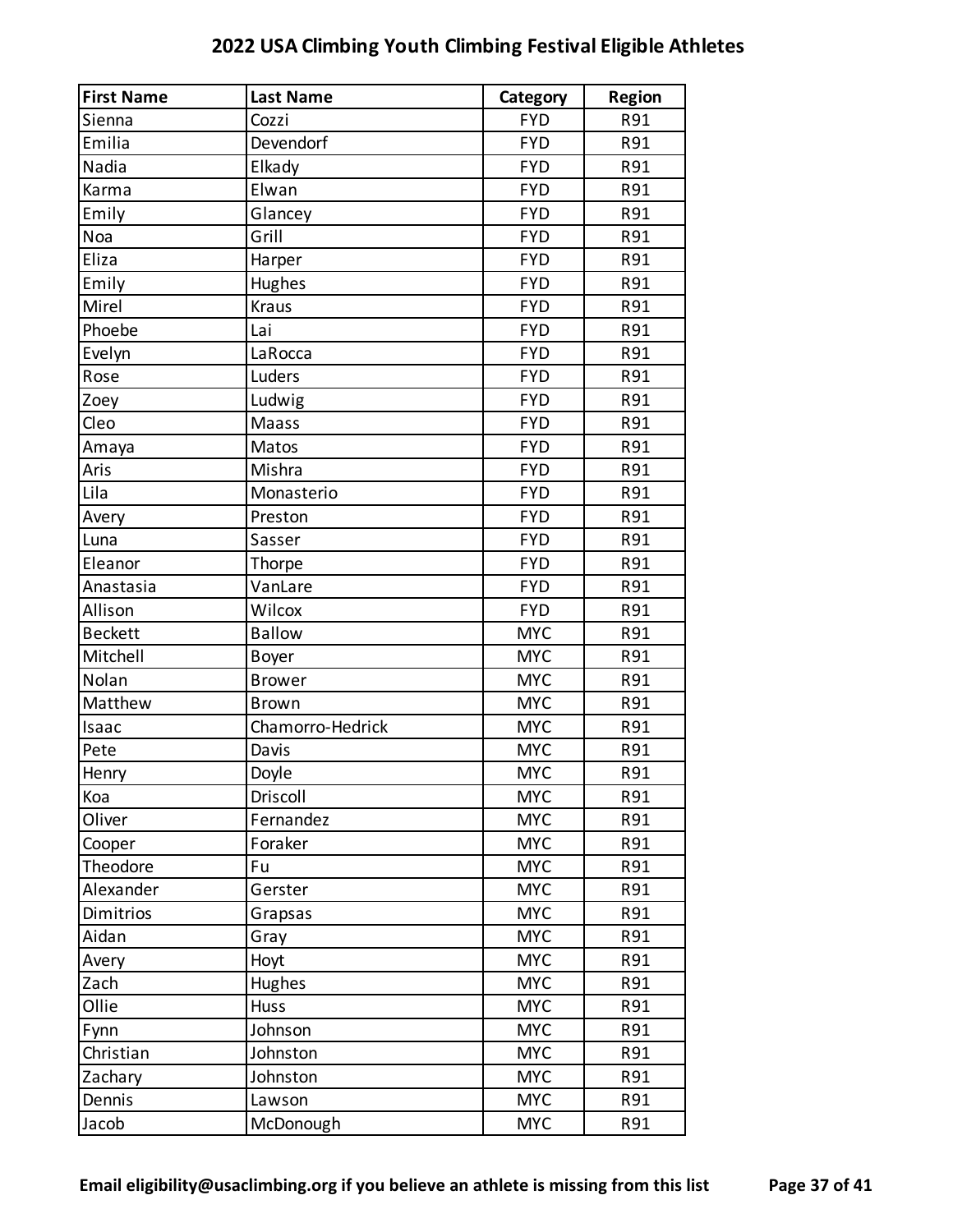# 2022 USA Climbing Youth Climbing Festival Eligible Athletes

| First Name | Last Name | Category | Region |
|---|---|---|---|
| Sienna | Cozzi | FYD | R91 |
| Emilia | Devendorf | FYD | R91 |
| Nadia | Elkady | FYD | R91 |
| Karma | Elwan | FYD | R91 |
| Emily | Glancey | FYD | R91 |
| Noa | Grill | FYD | R91 |
| Eliza | Harper | FYD | R91 |
| Emily | Hughes | FYD | R91 |
| Mirel | Kraus | FYD | R91 |
| Phoebe | Lai | FYD | R91 |
| Evelyn | LaRocca | FYD | R91 |
| Rose | Luders | FYD | R91 |
| Zoey | Ludwig | FYD | R91 |
| Cleo | Maass | FYD | R91 |
| Amaya | Matos | FYD | R91 |
| Aris | Mishra | FYD | R91 |
| Lila | Monasterio | FYD | R91 |
| Avery | Preston | FYD | R91 |
| Luna | Sasser | FYD | R91 |
| Eleanor | Thorpe | FYD | R91 |
| Anastasia | VanLare | FYD | R91 |
| Allison | Wilcox | FYD | R91 |
| Beckett | Ballow | MYC | R91 |
| Mitchell | Boyer | MYC | R91 |
| Nolan | Brower | MYC | R91 |
| Matthew | Brown | MYC | R91 |
| Isaac | Chamorro-Hedrick | MYC | R91 |
| Pete | Davis | MYC | R91 |
| Henry | Doyle | MYC | R91 |
| Koa | Driscoll | MYC | R91 |
| Oliver | Fernandez | MYC | R91 |
| Cooper | Foraker | MYC | R91 |
| Theodore | Fu | MYC | R91 |
| Alexander | Gerster | MYC | R91 |
| Dimitrios | Grapsas | MYC | R91 |
| Aidan | Gray | MYC | R91 |
| Avery | Hoyt | MYC | R91 |
| Zach | Hughes | MYC | R91 |
| Ollie | Huss | MYC | R91 |
| Fynn | Johnson | MYC | R91 |
| Christian | Johnston | MYC | R91 |
| Zachary | Johnston | MYC | R91 |
| Dennis | Lawson | MYC | R91 |
| Jacob | McDonough | MYC | R91 |

**Email eligibility@usaclimbing.org if you believe an athlete is missing from this list**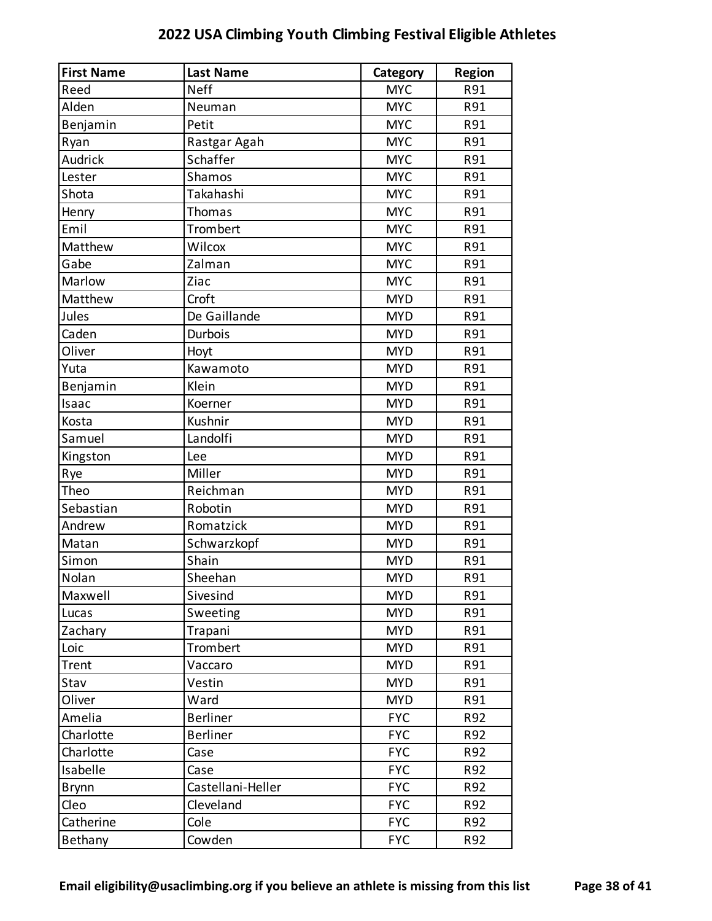# 2022 USA Climbing Youth Climbing Festival Eligible Athletes

| First Name | Last Name | Category | Region |
|---|---|---|---|
| Reed | Neff | MYC | R91 |
| Alden | Neuman | MYC | R91 |
| Benjamin | Petit | MYC | R91 |
| Ryan | Rastgar Agah | MYC | R91 |
| Audrick | Schaffer | MYC | R91 |
| Lester | Shamos | MYC | R91 |
| Shota | Takahashi | MYC | R91 |
| Henry | Thomas | MYC | R91 |
| Emil | Trombert | MYC | R91 |
| Matthew | Wilcox | MYC | R91 |
| Gabe | Zalman | MYC | R91 |
| Marlow | Ziac | MYC | R91 |
| Matthew | Croft | MYD | R91 |
| Jules | De Gaillande | MYD | R91 |
| Caden | Durbois | MYD | R91 |
| Oliver | Hoyt | MYD | R91 |
| Yuta | Kawamoto | MYD | R91 |
| Benjamin | Klein | MYD | R91 |
| Isaac | Koerner | MYD | R91 |
| Kosta | Kushnir | MYD | R91 |
| Samuel | Landolfi | MYD | R91 |
| Kingston | Lee | MYD | R91 |
| Rye | Miller | MYD | R91 |
| Theo | Reichman | MYD | R91 |
| Sebastian | Robotin | MYD | R91 |
| Andrew | Romatzick | MYD | R91 |
| Matan | Schwarzkopf | MYD | R91 |
| Simon | Shain | MYD | R91 |
| Nolan | Sheehan | MYD | R91 |
| Maxwell | Sivesind | MYD | R91 |
| Lucas | Sweeting | MYD | R91 |
| Zachary | Trapani | MYD | R91 |
| Loic | Trombert | MYD | R91 |
| Trent | Vaccaro | MYD | R91 |
| Stav | Vestin | MYD | R91 |
| Oliver | Ward | MYD | R91 |
| Amelia | Berliner | FYC | R92 |
| Charlotte | Berliner | FYC | R92 |
| Charlotte | Case | FYC | R92 |
| Isabelle | Case | FYC | R92 |
| Brynn | Castellani-Heller | FYC | R92 |
| Cleo | Cleveland | FYC | R92 |
| Catherine | Cole | FYC | R92 |
| Bethany | Cowden | FYC | R92 |

**Email eligibility@usaclimbing.org if you believe an athlete is missing from this list**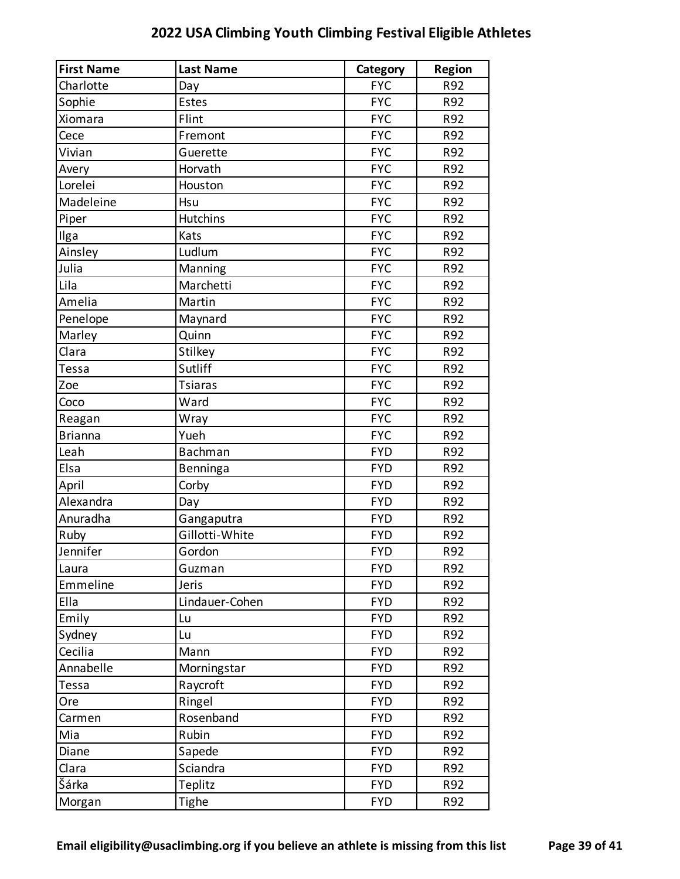# 2022 USA Climbing Youth Climbing Festival Eligible Athletes

| First Name | Last Name | Category | Region |
|---|---|---|---|
| Charlotte | Day | FYC | R92 |
| Sophie | Estes | FYC | R92 |
| Xiomara | Flint | FYC | R92 |
| Cece | Fremont | FYC | R92 |
| Vivian | Guerette | FYC | R92 |
| Avery | Horvath | FYC | R92 |
| Lorelei | Houston | FYC | R92 |
| Madeleine | Hsu | FYC | R92 |
| Piper | Hutchins | FYC | R92 |
| Ilga | Kats | FYC | R92 |
| Ainsley | Ludlum | FYC | R92 |
| Julia | Manning | FYC | R92 |
| Lila | Marchetti | FYC | R92 |
| Amelia | Martin | FYC | R92 |
| Penelope | Maynard | FYC | R92 |
| Marley | Quinn | FYC | R92 |
| Clara | Stilkey | FYC | R92 |
| Tessa | Sutliff | FYC | R92 |
| Zoe | Tsiaras | FYC | R92 |
| Coco | Ward | FYC | R92 |
| Reagan | Wray | FYC | R92 |
| Brianna | Yueh | FYC | R92 |
| Leah | Bachman | FYD | R92 |
| Elsa | Benninga | FYD | R92 |
| April | Corby | FYD | R92 |
| Alexandra | Day | FYD | R92 |
| Anuradha | Gangaputra | FYD | R92 |
| Ruby | Gillotti-White | FYD | R92 |
| Jennifer | Gordon | FYD | R92 |
| Laura | Guzman | FYD | R92 |
| Emmeline | Jeris | FYD | R92 |
| Ella | Lindauer-Cohen | FYD | R92 |
| Emily | Lu | FYD | R92 |
| Sydney | Lu | FYD | R92 |
| Cecilia | Mann | FYD | R92 |
| Annabelle | Morningstar | FYD | R92 |
| Tessa | Raycroft | FYD | R92 |
| Ore | Ringel | FYD | R92 |
| Carmen | Rosenband | FYD | R92 |
| Mia | Rubin | FYD | R92 |
| Diane | Sapede | FYD | R92 |
| Clara | Sciandra | FYD | R92 |
| Šárka | Teplitz | FYD | R92 |
| Morgan | Tighe | FYD | R92 |

**Email eligibility@usaclimbing.org if you believe an athlete is missing from this list**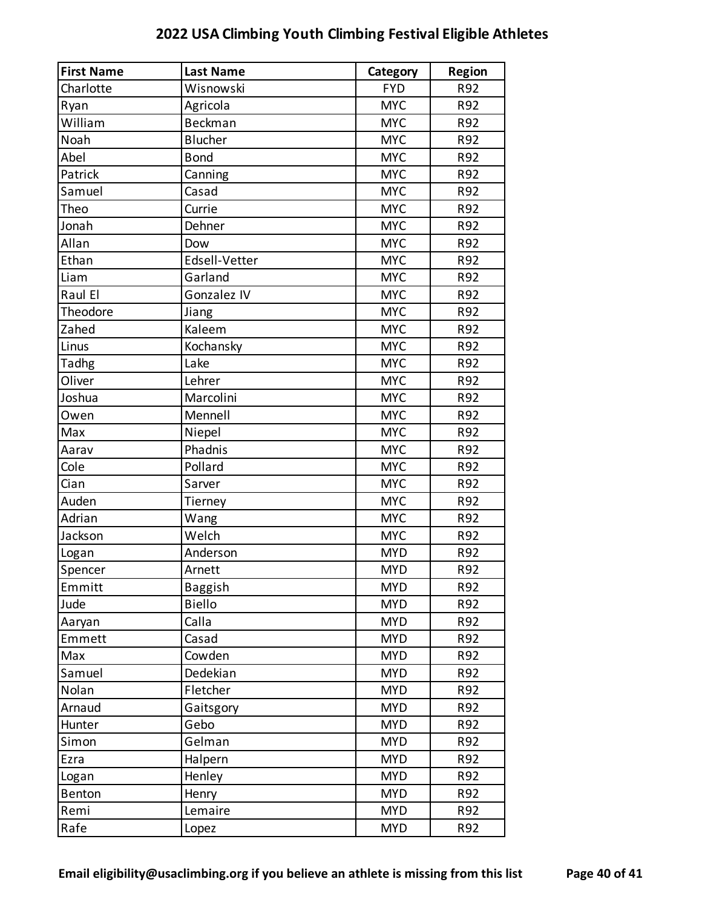## 2022 USA Climbing Youth Climbing Festival Eligible Athletes

| First Name | Last Name | Category | Region |
|---|---|---|---|
| Charlotte | Wisnowski | FYD | R92 |
| Ryan | Agricola | MYC | R92 |
| William | Beckman | MYC | R92 |
| Noah | Blucher | MYC | R92 |
| Abel | Bond | MYC | R92 |
| Patrick | Canning | MYC | R92 |
| Samuel | Casad | MYC | R92 |
| Theo | Currie | MYC | R92 |
| Jonah | Dehner | MYC | R92 |
| Allan | Dow | MYC | R92 |
| Ethan | Edsell-Vetter | MYC | R92 |
| Liam | Garland | MYC | R92 |
| Raul El | Gonzalez IV | MYC | R92 |
| Theodore | Jiang | MYC | R92 |
| Zahed | Kaleem | MYC | R92 |
| Linus | Kochansky | MYC | R92 |
| Tadhg | Lake | MYC | R92 |
| Oliver | Lehrer | MYC | R92 |
| Joshua | Marcolini | MYC | R92 |
| Owen | Mennell | MYC | R92 |
| Max | Niepel | MYC | R92 |
| Aarav | Phadnis | MYC | R92 |
| Cole | Pollard | MYC | R92 |
| Cian | Sarver | MYC | R92 |
| Auden | Tierney | MYC | R92 |
| Adrian | Wang | MYC | R92 |
| Jackson | Welch | MYC | R92 |
| Logan | Anderson | MYD | R92 |
| Spencer | Arnett | MYD | R92 |
| Emmitt | Baggish | MYD | R92 |
| Jude | Biello | MYD | R92 |
| Aaryan | Calla | MYD | R92 |
| Emmett | Casad | MYD | R92 |
| Max | Cowden | MYD | R92 |
| Samuel | Dedekian | MYD | R92 |
| Nolan | Fletcher | MYD | R92 |
| Arnaud | Gaitsgory | MYD | R92 |
| Hunter | Gebo | MYD | R92 |
| Simon | Gelman | MYD | R92 |
| Ezra | Halpern | MYD | R92 |
| Logan | Henley | MYD | R92 |
| Benton | Henry | MYD | R92 |
| Remi | Lemaire | MYD | R92 |
| Rafe | Lopez | MYD | R92 |

**Email eligibility@usaclimbing.org if you believe an athlete is missing from this list**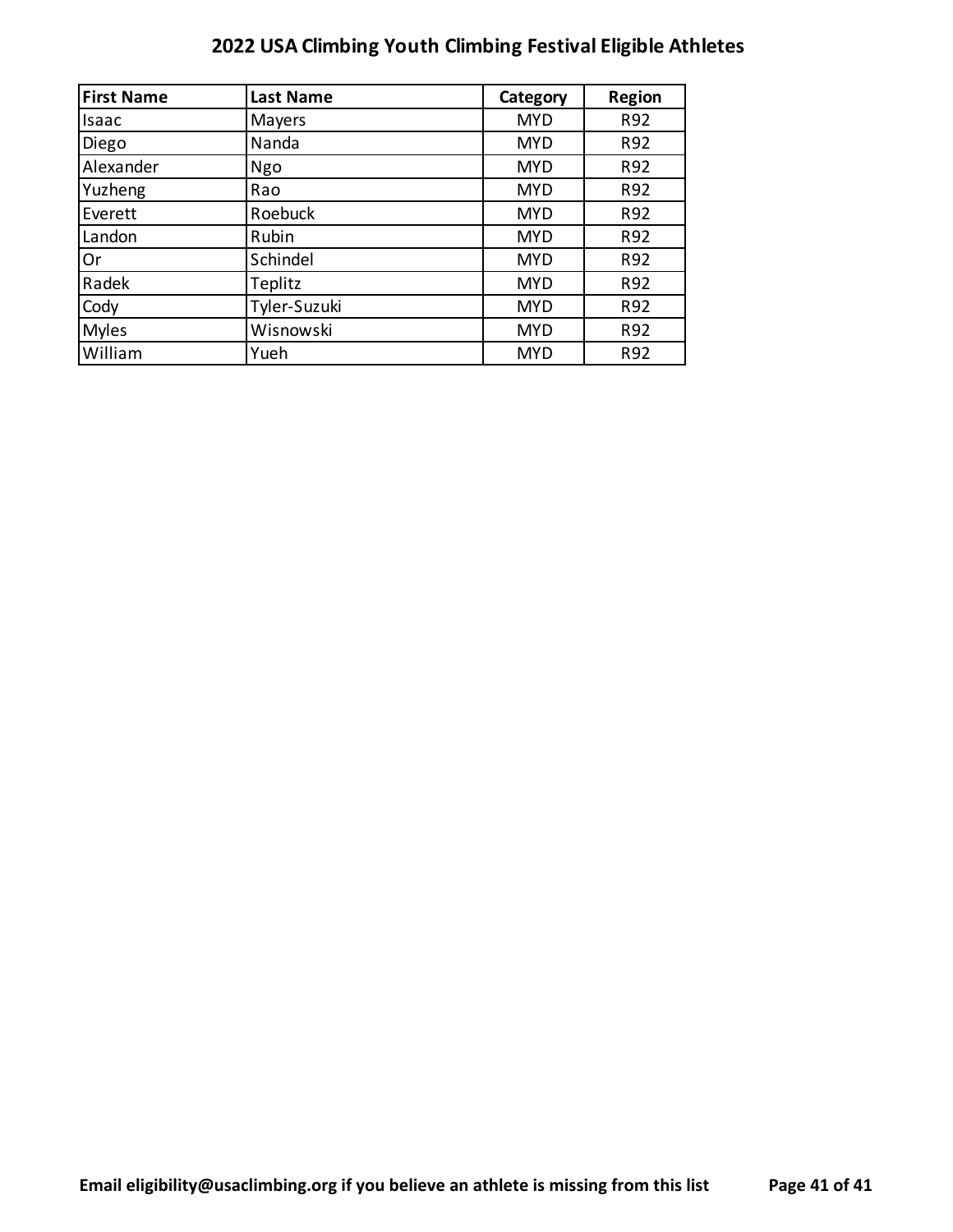# 2022 USA Climbing Youth Climbing Festival Eligible Athletes

| First Name | Last Name | Category | Region |
|---|---|---|---|
| Isaac | Mayers | MYD | R92 |
| Diego | Nanda | MYD | R92 |
| Alexander | Ngo | MYD | R92 |
| Yuzheng | Rao | MYD | R92 |
| Everett | Roebuck | MYD | R92 |
| Landon | Rubin | MYD | R92 |
| Or | Schindel | MYD | R92 |
| Radek | Teplitz | MYD | R92 |
| Cody | Tyler-Suzuki | MYD | R92 |
| Myles | Wisnowski | MYD | R92 |
| William | Yueh | MYD | R92 |

**Email eligibility@usaclimbing.org if you believe an athlete is missing from this list**